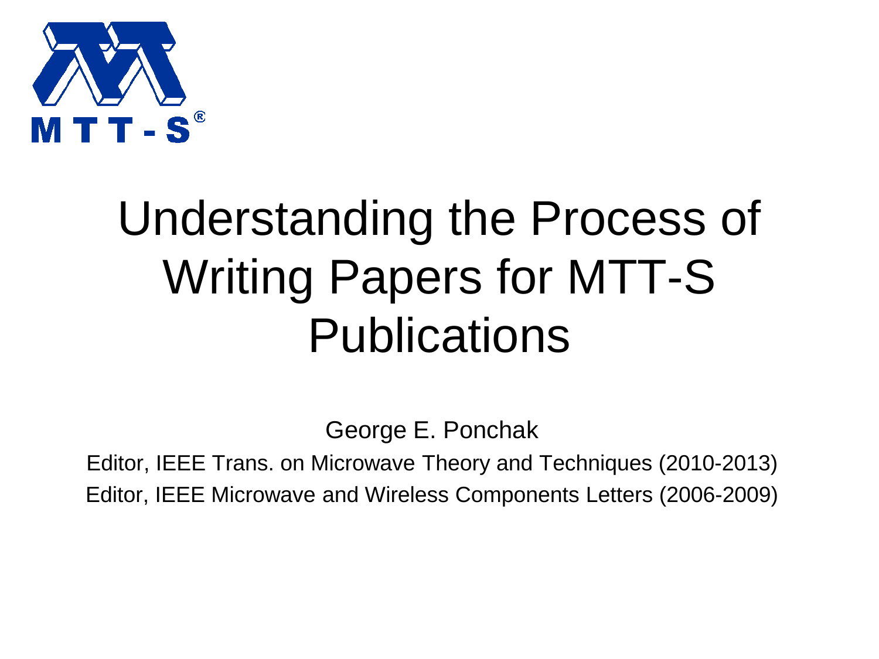MTT-S®

# Understanding the Process of Writing Papers for MTT-S Publications

George E. Ponchak

Editor, IEEE Trans. on Microwave Theory and Techniques (2010-2013)

Editor, IEEE Microwave and Wireless Components Letters (2006-2009)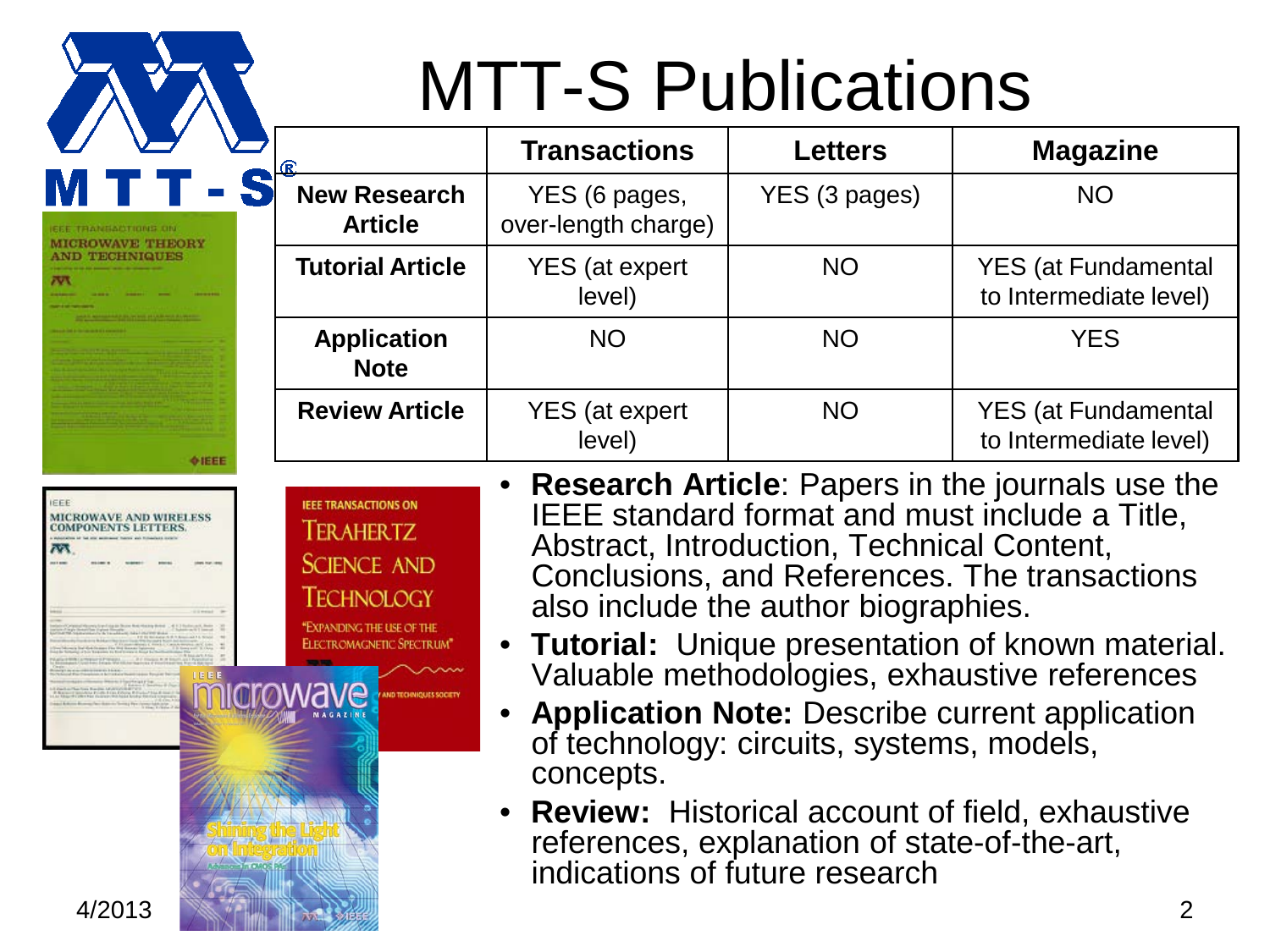# MTT-S Publications

| | Transactions | Letters | Magazine |
|---|---|---|---|
| **New Research Article** | YES (6 pages, over-length charge) | YES (3 pages) | NO |
| **Tutorial Article** | YES (at expert level) | NO | YES (at Fundamental to Intermediate level) |
| **Application Note** | NO | NO | YES |
| **Review Article** | YES (at expert level) | NO | YES (at Fundamental to Intermediate level) |

- **Research Article**: Papers in the journals use the IEEE standard format and must include a Title, Abstract, Introduction, Technical Content, Conclusions, and References. The transactions also include the author biographies.
- **Tutorial:** Unique presentation of known material. Valuable methodologies, exhaustive references
- **Application Note:** Describe current application of technology: circuits, systems, models, concepts.
- **Review:** Historical account of field, exhaustive references, explanation of state-of-the-art, indications of future research

4/2013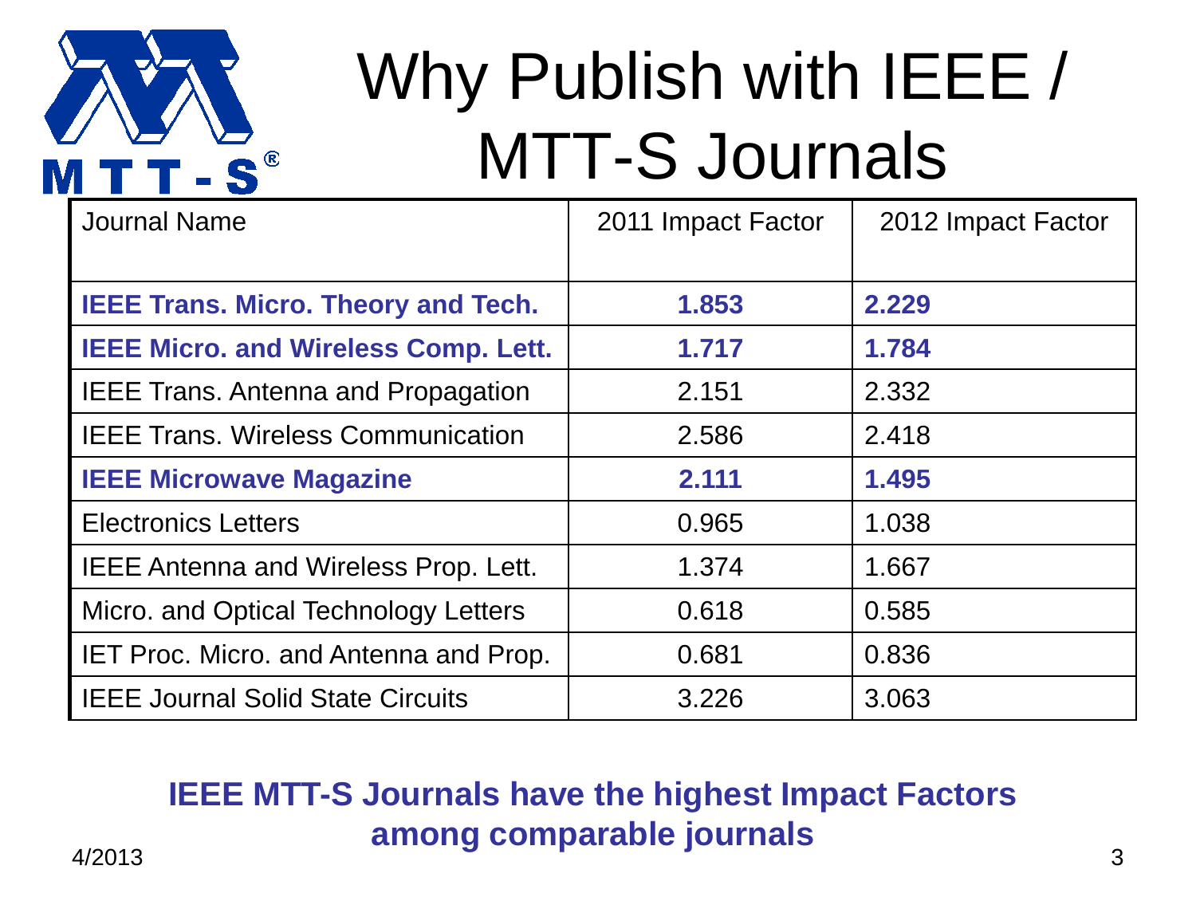# Why Publish with IEEE / MTT-S Journals

| Journal Name | 2011 Impact Factor | 2012 Impact Factor |
| --- | --- | --- |
| **IEEE Trans. Micro. Theory and Tech.** | **1.853** | **2.229** |
| **IEEE Micro. and Wireless Comp. Lett.** | **1.717** | **1.784** |
| IEEE Trans. Antenna and Propagation | 2.151 | 2.332 |
| IEEE Trans. Wireless Communication | 2.586 | 2.418 |
| **IEEE Microwave Magazine** | **2.111** | **1.495** |
| Electronics Letters | 0.965 | 1.038 |
| IEEE Antenna and Wireless Prop. Lett. | 1.374 | 1.667 |
| Micro. and Optical Technology Letters | 0.618 | 0.585 |
| IET Proc. Micro. and Antenna and Prop. | 0.681 | 0.836 |
| IEEE Journal Solid State Circuits | 3.226 | 3.063 |

**IEEE MTT-S Journals have the highest Impact Factors among comparable journals**

4/2013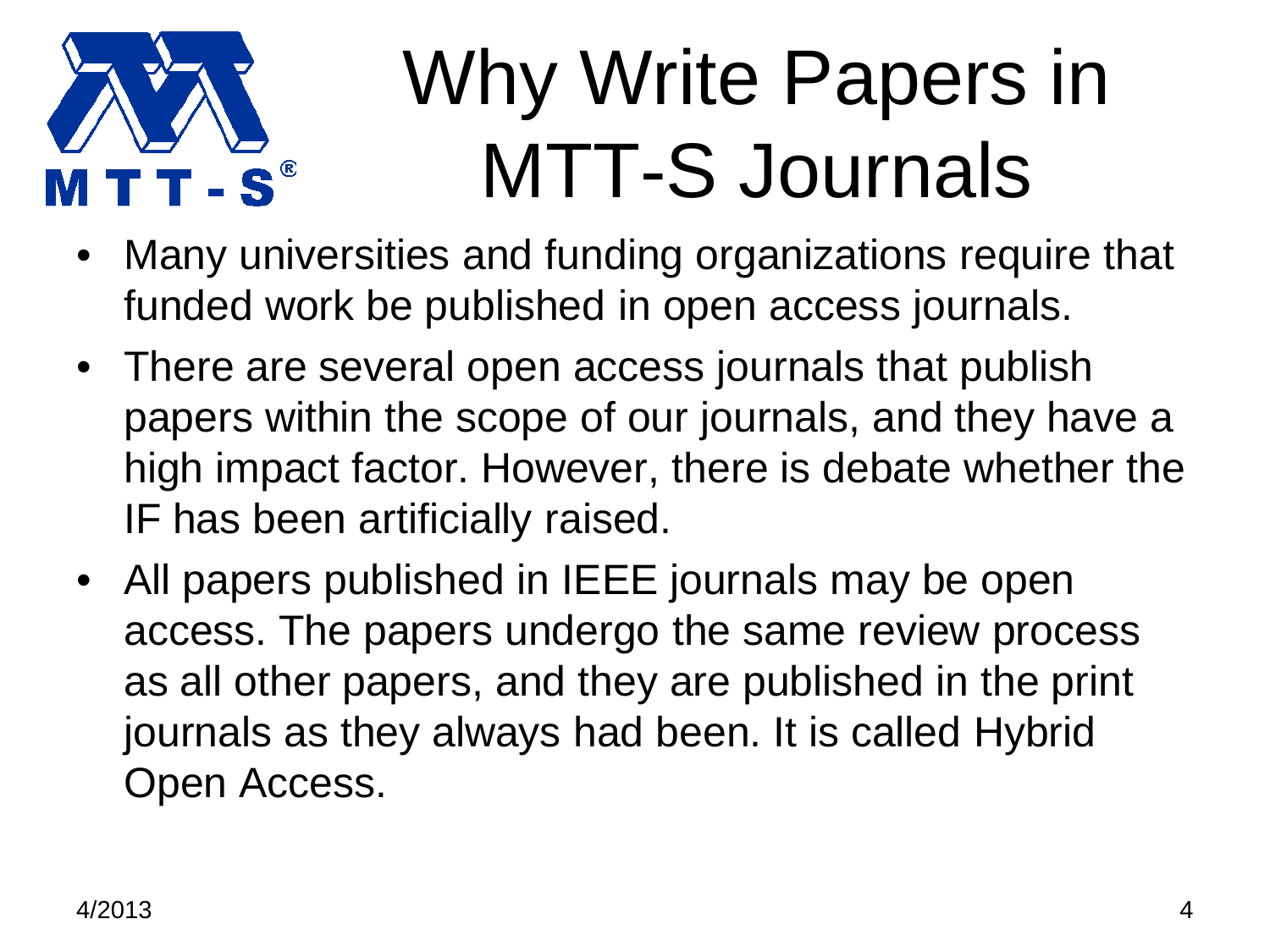# Why Write Papers in MTT-S Journals

- Many universities and funding organizations require that funded work be published in open access journals.
- There are several open access journals that publish papers within the scope of our journals, and they have a high impact factor. However, there is debate whether the IF has been artificially raised.
- All papers published in IEEE journals may be open access. The papers undergo the same review process as all other papers, and they are published in the print journals as they always had been. It is called Hybrid Open Access.

4/2013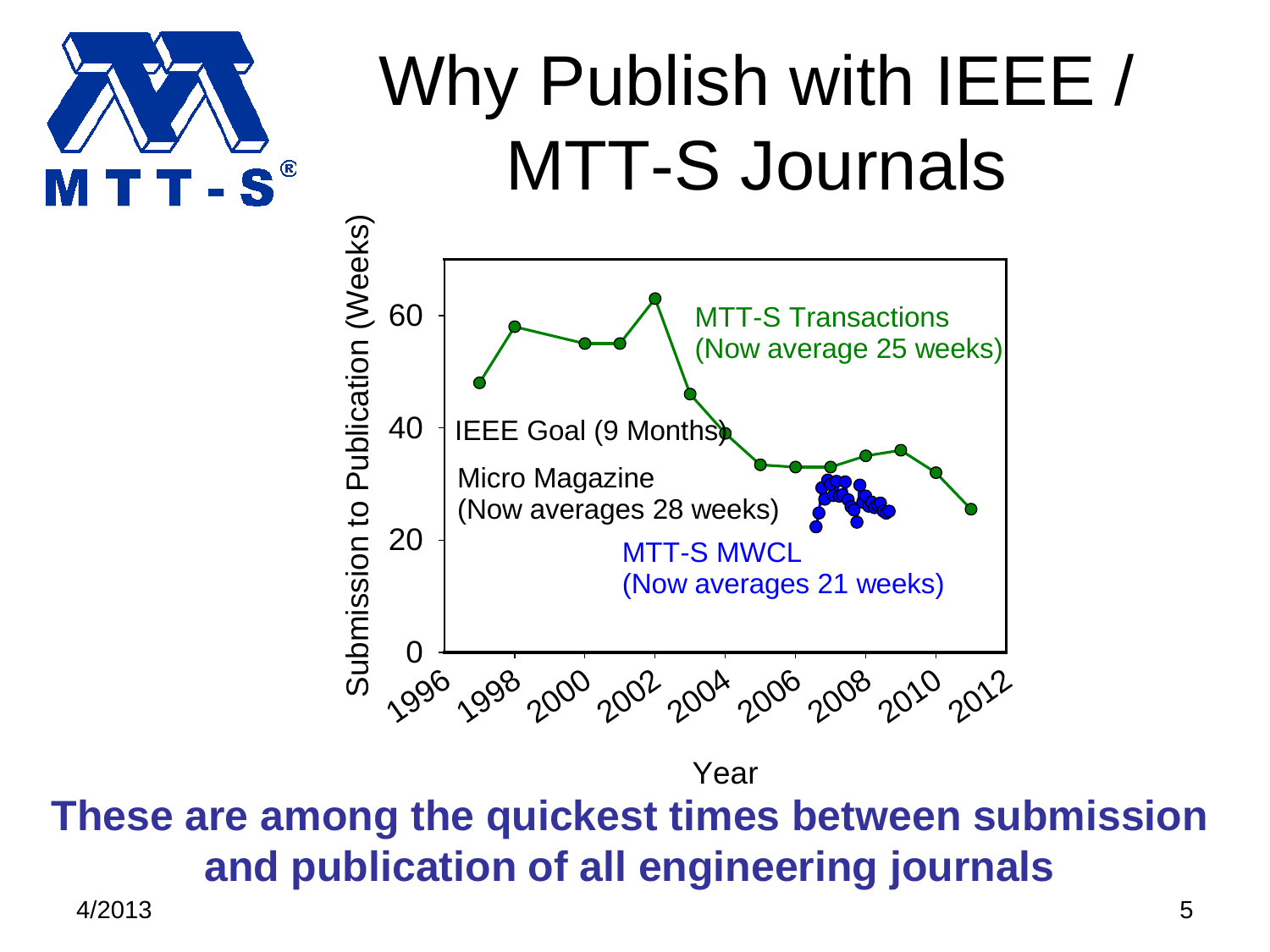# Why Publish with IEEE / MTT-S Journals

Submission to Publication (Weeks)

MTT-S Transactions (Now average 25 weeks)

IEEE Goal (9 Months)

Micro Magazine (Now averages 28 weeks)

MTT-S MWCL (Now averages 21 weeks)

Year

**These are among the quickest times between submission and publication of all engineering journals**

4/2013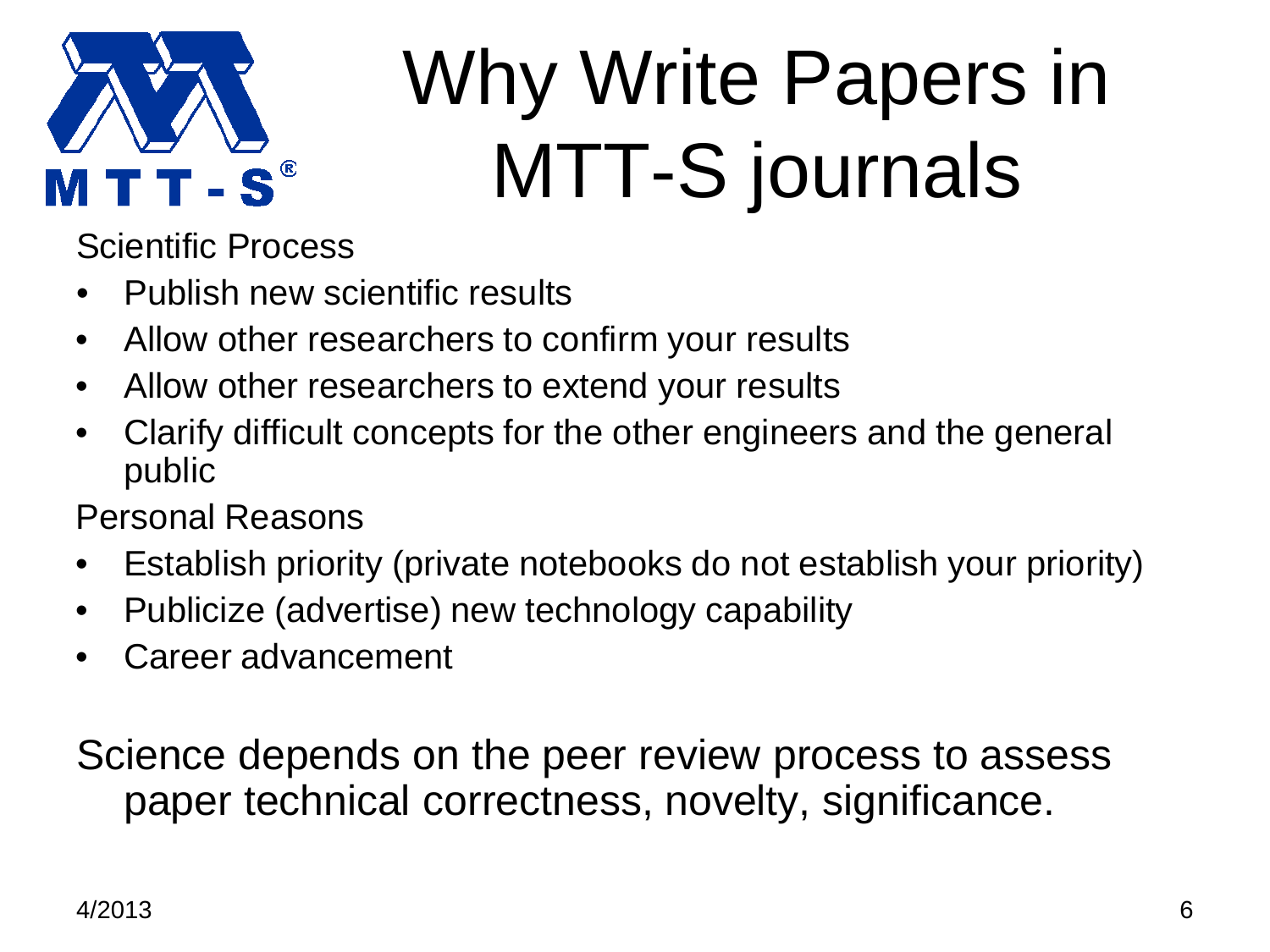# Why Write Papers in MTT-S journals

Scientific Process

- Publish new scientific results
- Allow other researchers to confirm your results
- Allow other researchers to extend your results
- Clarify difficult concepts for the other engineers and the general public

Personal Reasons

- Establish priority (private notebooks do not establish your priority)
- Publicize (advertise) new technology capability
- Career advancement

Science depends on the peer review process to assess paper technical correctness, novelty, significance.

4/2013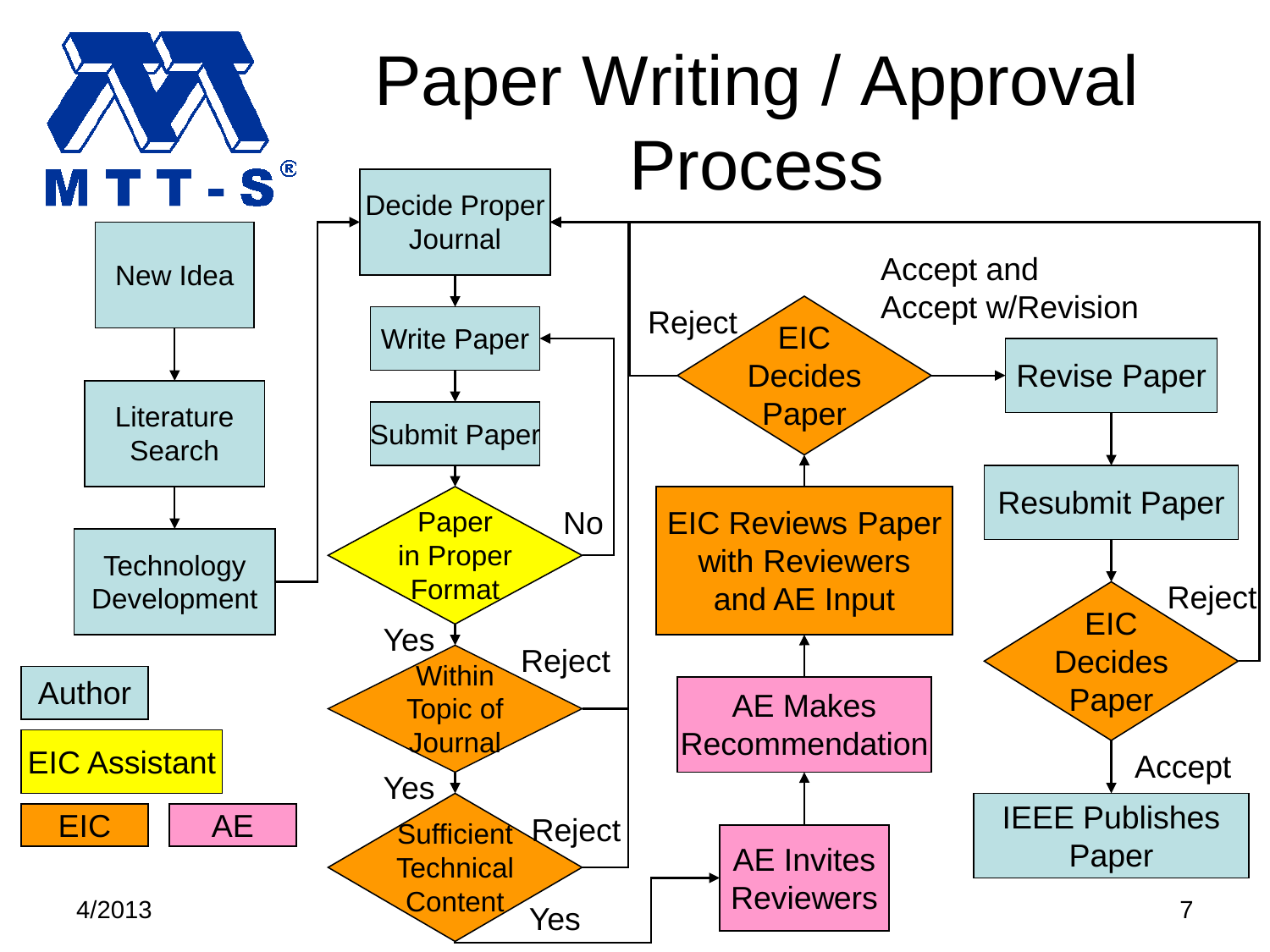# Paper Writing / Approval Process

- New Idea
- Literature Search
- Technology Development
- Decide Proper Journal
- Write Paper
- Submit Paper
- Paper in Proper Format — No / Yes
- Within Topic of Journal — Reject / Yes
- Sufficient Technical Content — Reject / Yes
- AE Invites Reviewers
- AE Makes Recommendation
- EIC Reviews Paper with Reviewers and AE Input
- EIC Decides Paper — Reject / Accept and Accept w/Revision
- Revise Paper
- Resubmit Paper
- EIC Decides Paper — Reject / Accept
- IEEE Publishes Paper

Legend: Author, EIC Assistant, EIC, AE

4/2013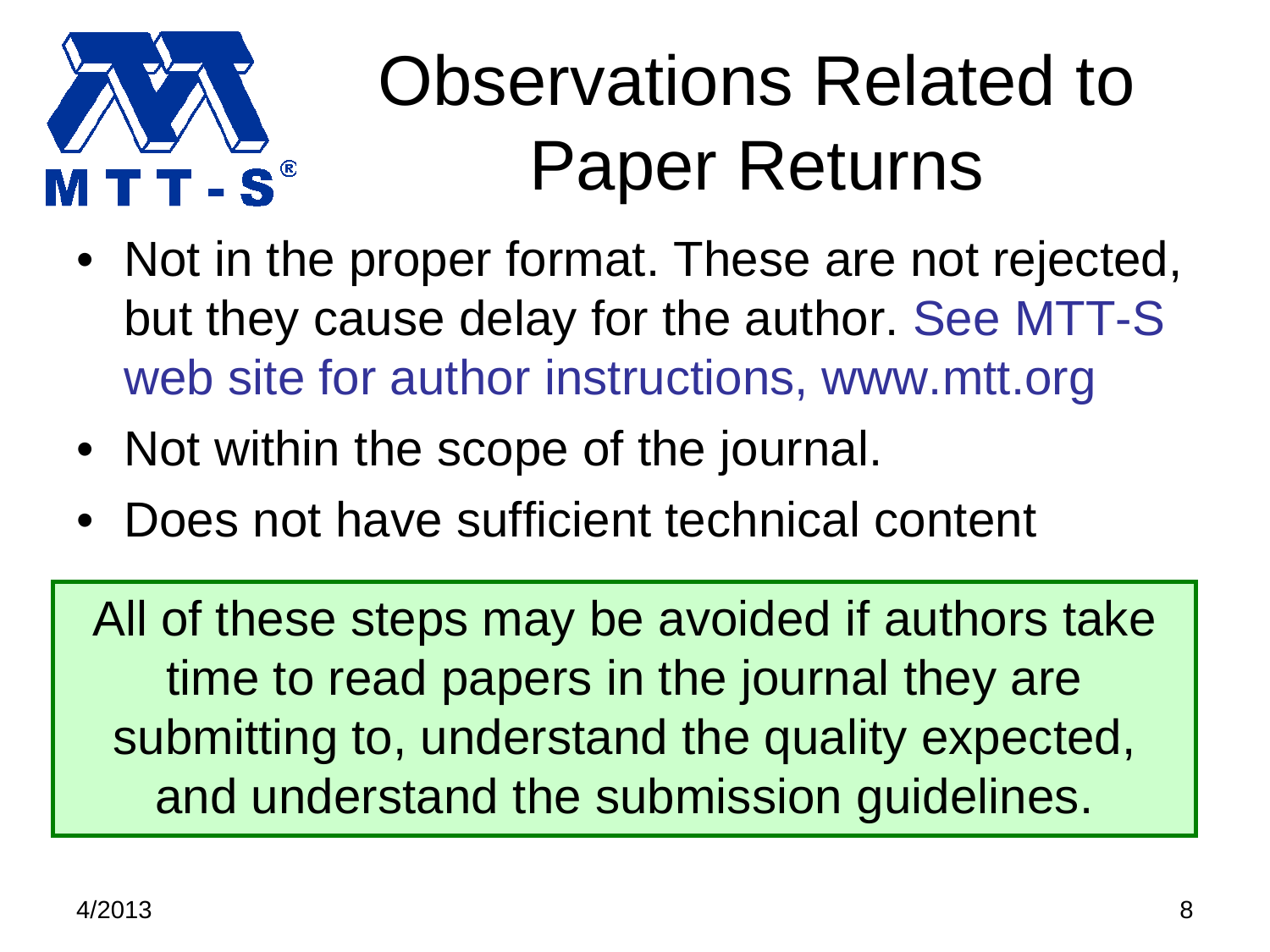# Observations Related to Paper Returns

- Not in the proper format. These are not rejected, but they cause delay for the author. See MTT-S web site for author instructions, www.mtt.org
- Not within the scope of the journal.
- Does not have sufficient technical content

All of these steps may be avoided if authors take time to read papers in the journal they are submitting to, understand the quality expected, and understand the submission guidelines.

4/2013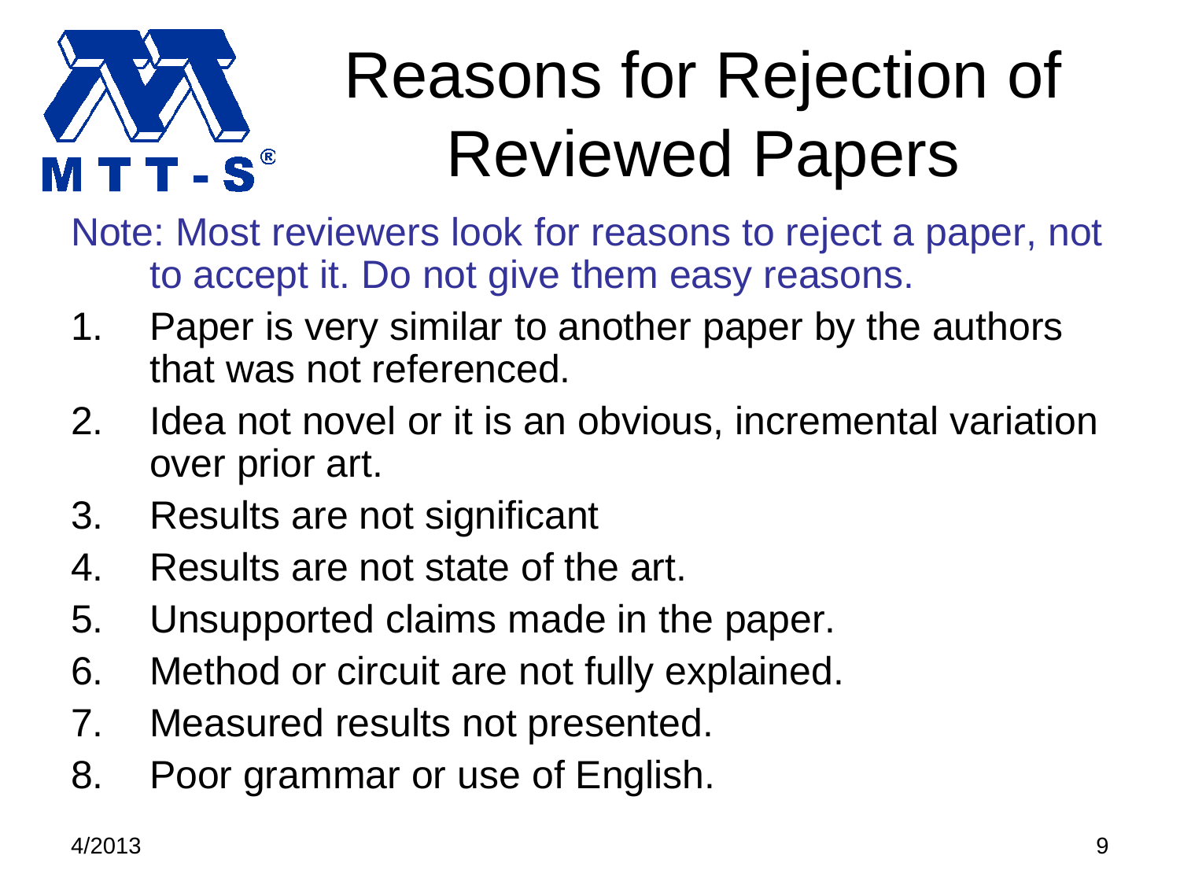# Reasons for Rejection of Reviewed Papers

Note: Most reviewers look for reasons to reject a paper, not to accept it. Do not give them easy reasons.

1. Paper is very similar to another paper by the authors that was not referenced.
2. Idea not novel or it is an obvious, incremental variation over prior art.
3. Results are not significant
4. Results are not state of the art.
5. Unsupported claims made in the paper.
6. Method or circuit are not fully explained.
7. Measured results not presented.
8. Poor grammar or use of English.

4/2013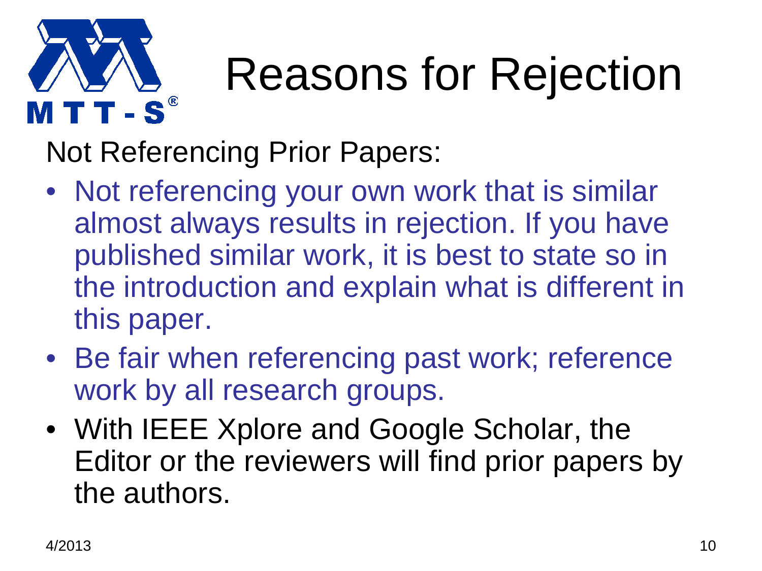# Reasons for Rejection

Not Referencing Prior Papers:

- Not referencing your own work that is similar almost always results in rejection. If you have published similar work, it is best to state so in the introduction and explain what is different in this paper.
- Be fair when referencing past work; reference work by all research groups.
- With IEEE Xplore and Google Scholar, the Editor or the reviewers will find prior papers by the authors.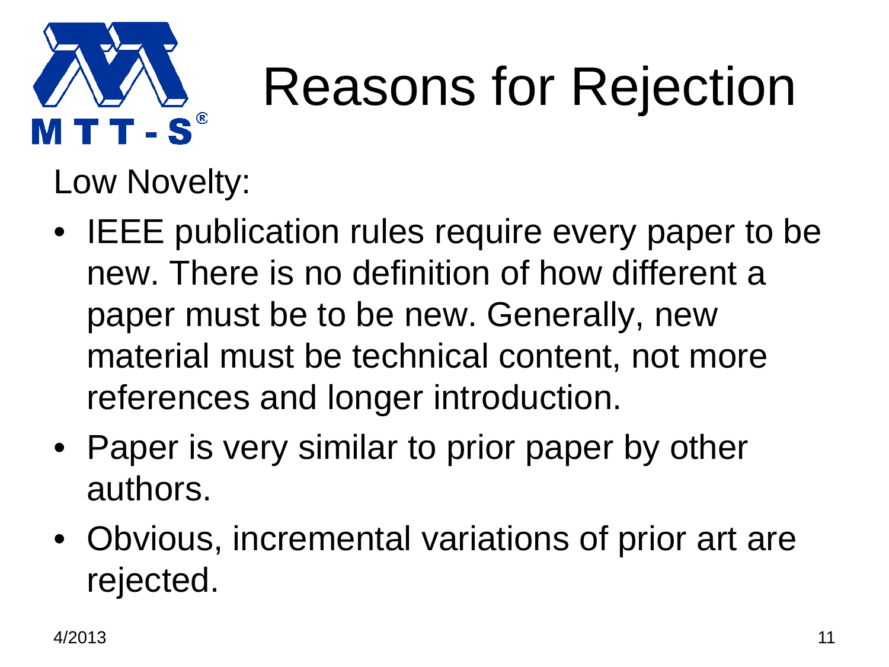# Reasons for Rejection

Low Novelty:

- IEEE publication rules require every paper to be new. There is no definition of how different a paper must be to be new. Generally, new material must be technical content, not more references and longer introduction.
- Paper is very similar to prior paper by other authors.
- Obvious, incremental variations of prior art are rejected.

4/2013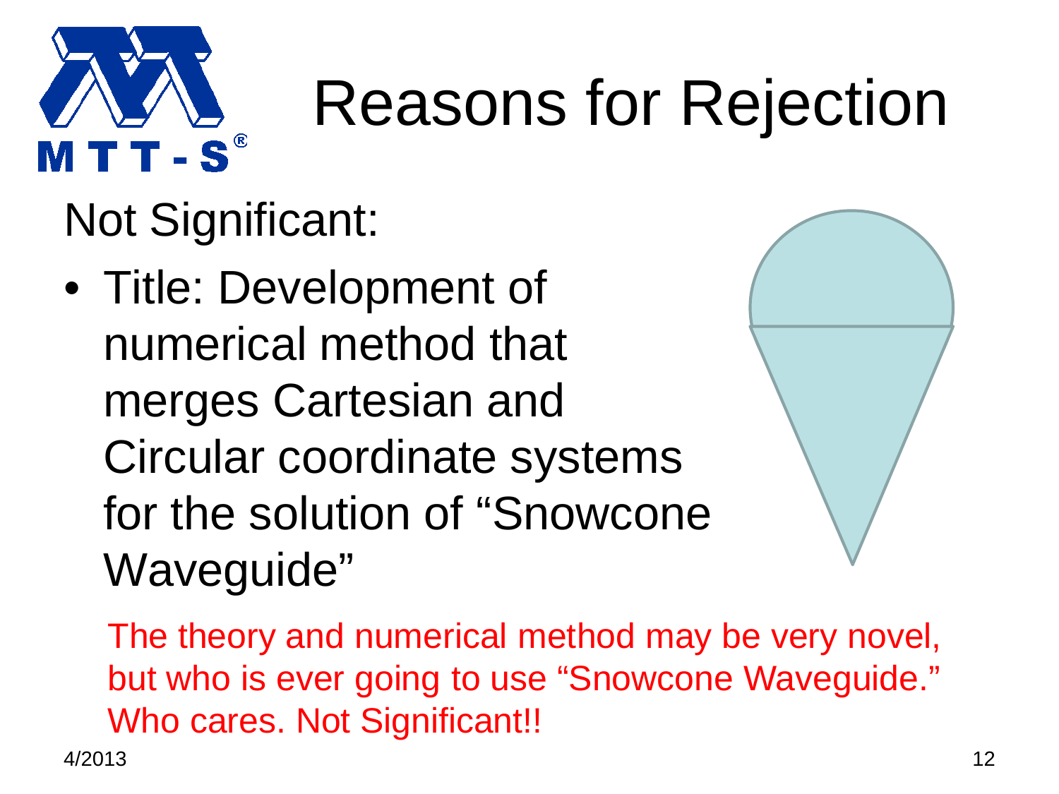# Reasons for Rejection

Not Significant:

- Title: Development of numerical method that merges Cartesian and Circular coordinate systems for the solution of "Snowcone Waveguide"

The theory and numerical method may be very novel, but who is ever going to use "Snowcone Waveguide." Who cares. Not Significant!!

4/2013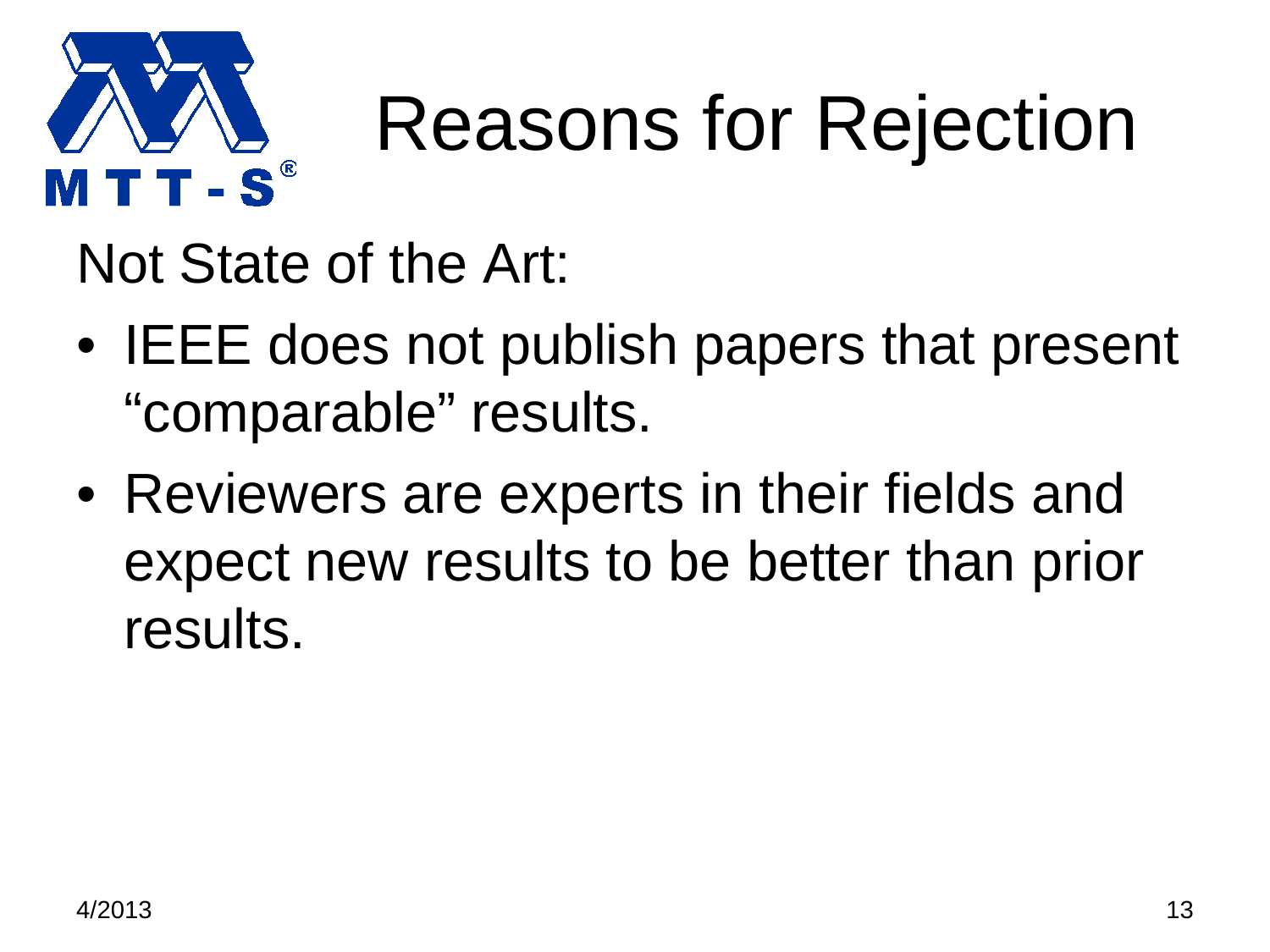# Reasons for Rejection

Not State of the Art:

- IEEE does not publish papers that present "comparable" results.
- Reviewers are experts in their fields and expect new results to be better than prior results.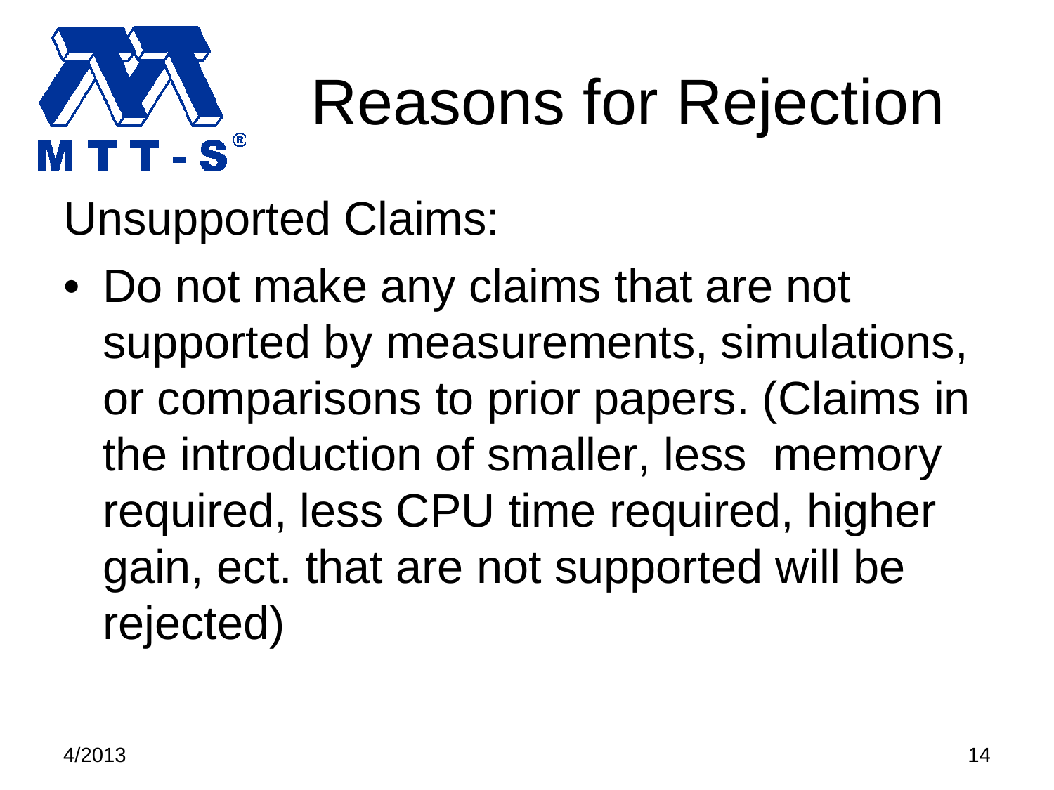# Reasons for Rejection

Unsupported Claims:

- Do not make any claims that are not supported by measurements, simulations, or comparisons to prior papers. (Claims in the introduction of smaller, less memory required, less CPU time required, higher gain, ect. that are not supported will be rejected)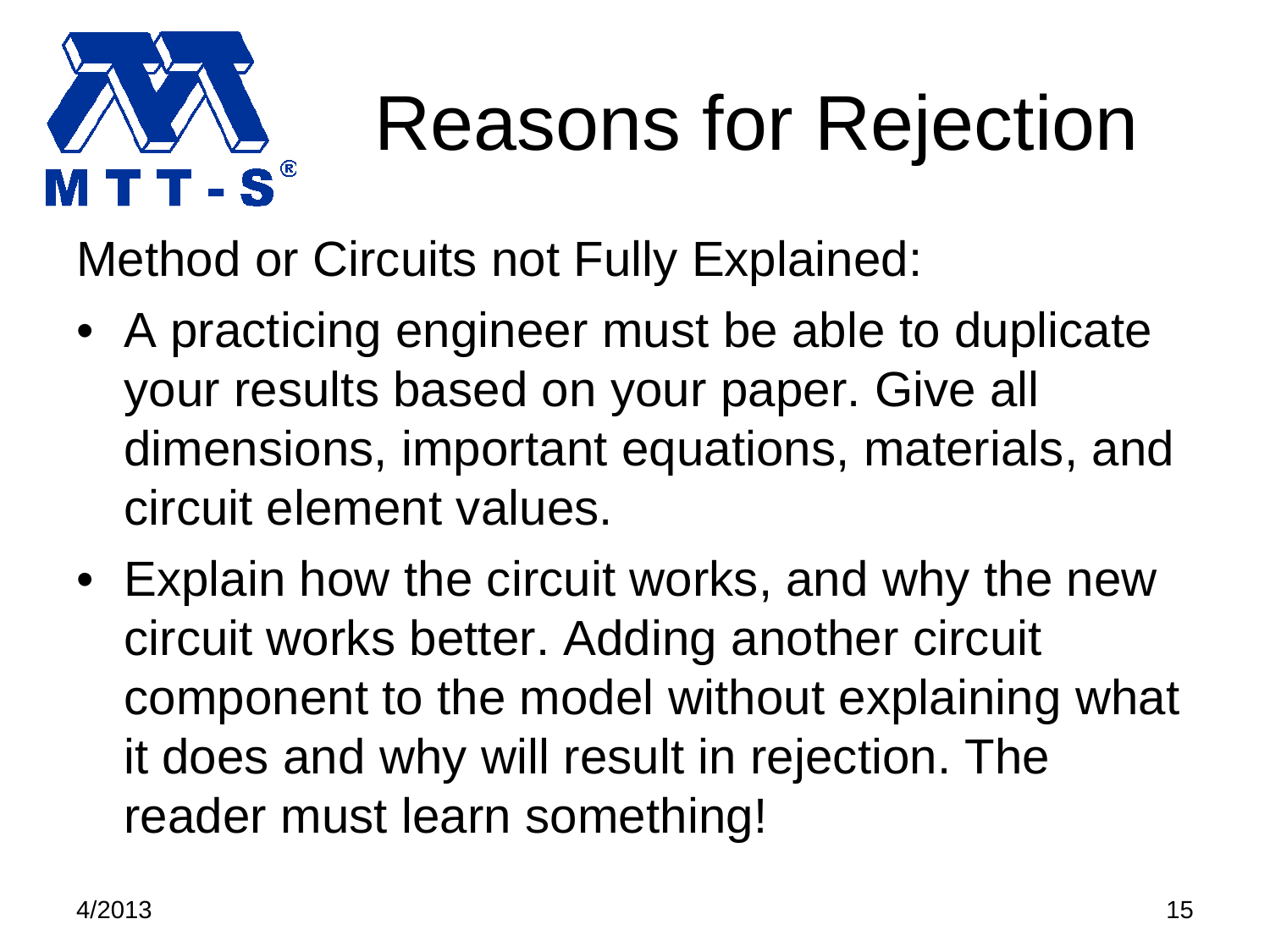# Reasons for Rejection

Method or Circuits not Fully Explained:

- A practicing engineer must be able to duplicate your results based on your paper. Give all dimensions, important equations, materials, and circuit element values.
- Explain how the circuit works, and why the new circuit works better. Adding another circuit component to the model without explaining what it does and why will result in rejection. The reader must learn something!

4/2013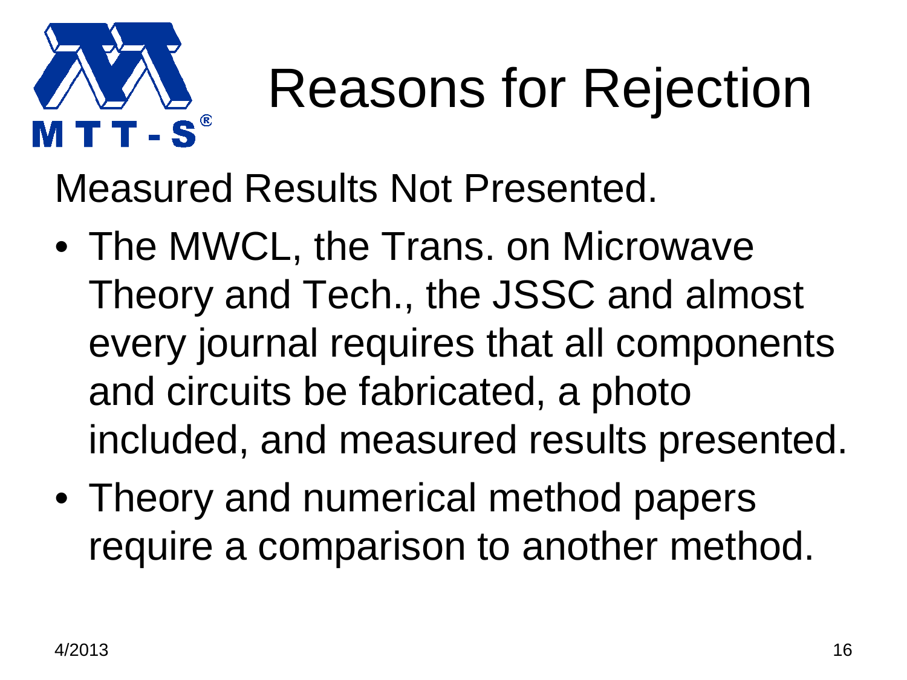# Reasons for Rejection

Measured Results Not Presented.

- The MWCL, the Trans. on Microwave Theory and Tech., the JSSC and almost every journal requires that all components and circuits be fabricated, a photo included, and measured results presented.
- Theory and numerical method papers require a comparison to another method.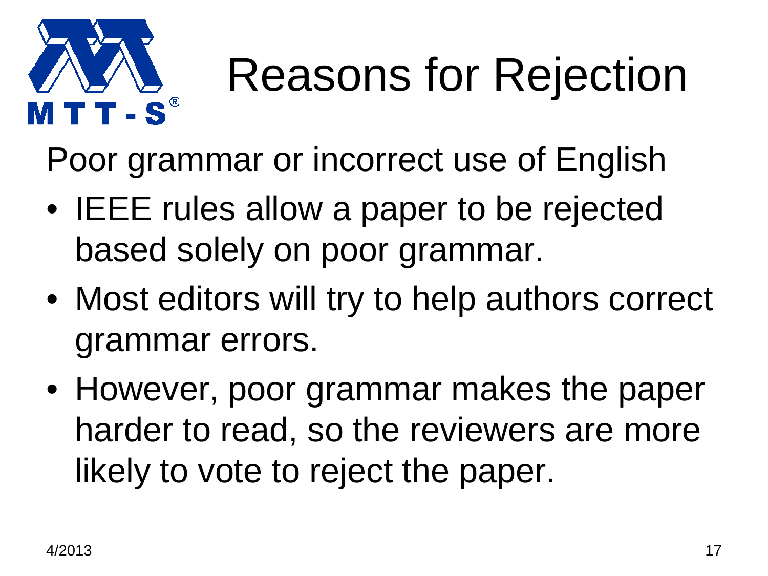# Reasons for Rejection

Poor grammar or incorrect use of English

- IEEE rules allow a paper to be rejected based solely on poor grammar.
- Most editors will try to help authors correct grammar errors.
- However, poor grammar makes the paper harder to read, so the reviewers are more likely to vote to reject the paper.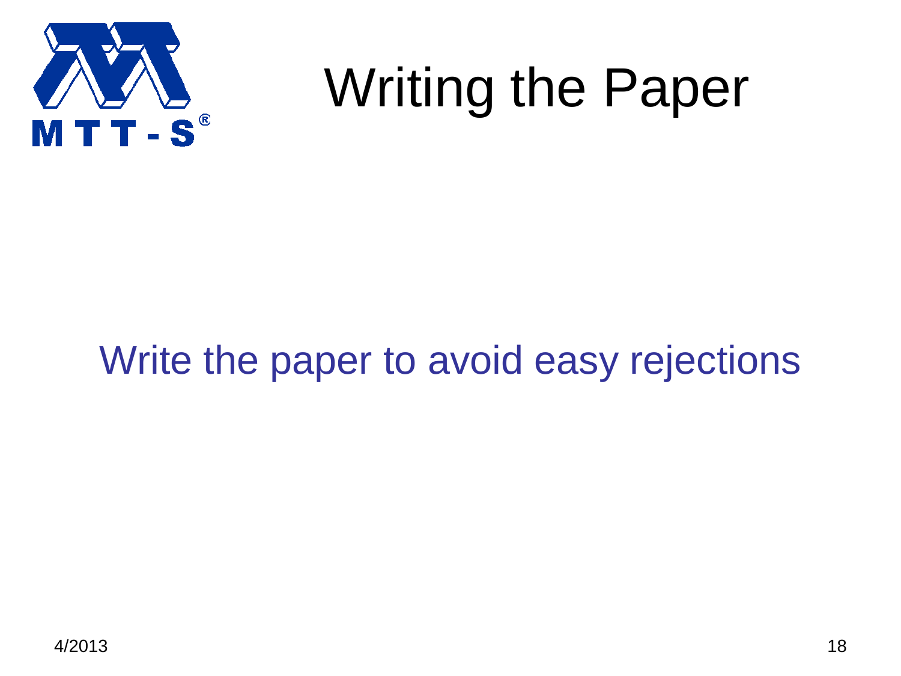# Writing the Paper

Write the paper to avoid easy rejections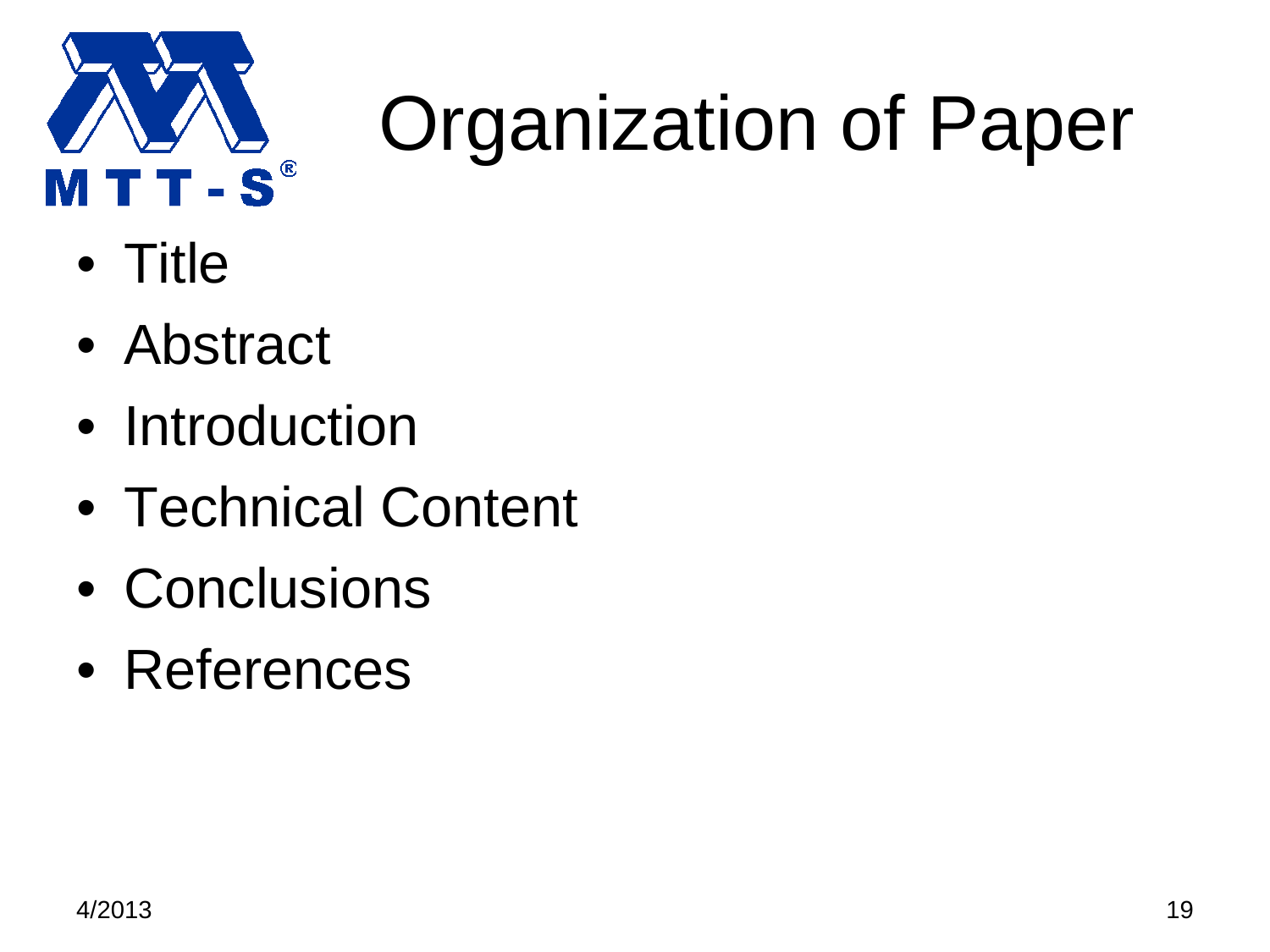# Organization of Paper

- Title
- Abstract
- Introduction
- Technical Content
- Conclusions
- References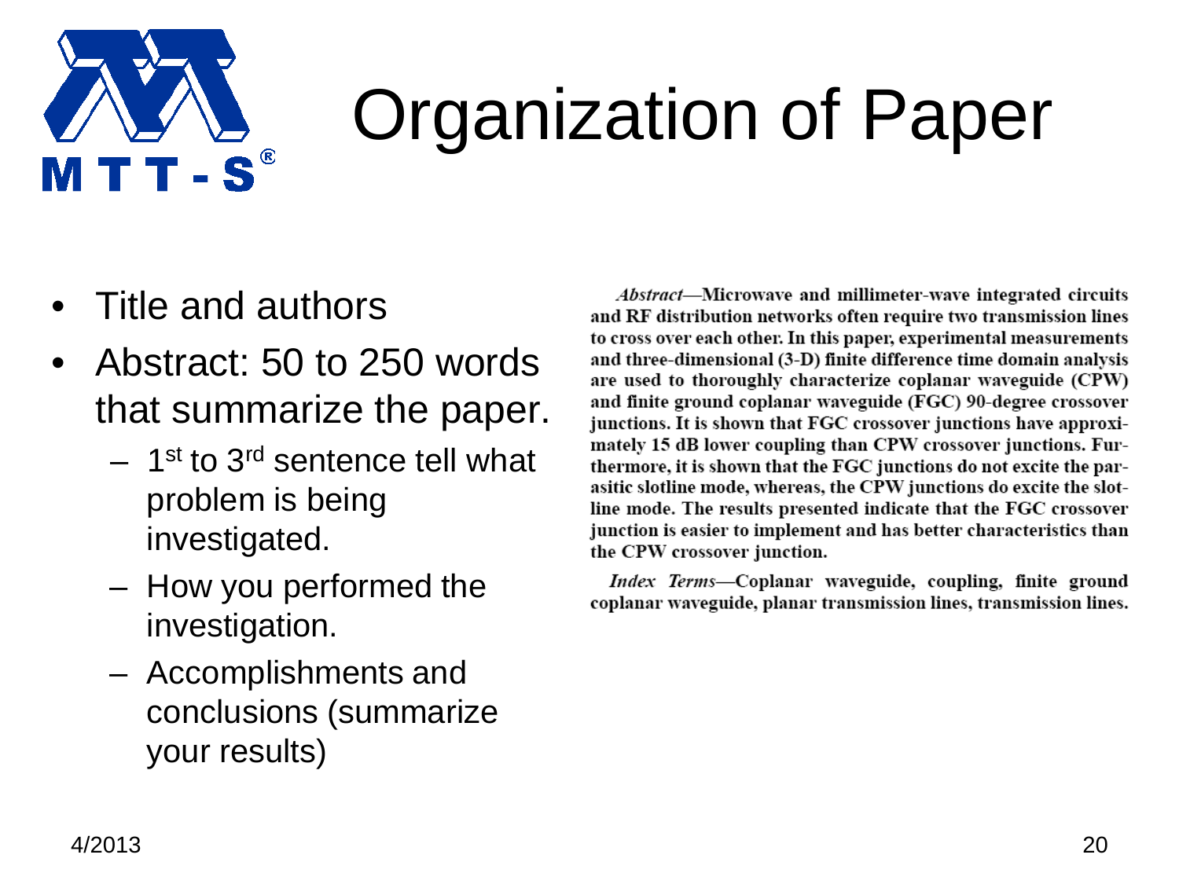# Organization of Paper

- Title and authors
- Abstract: 50 to 250 words that summarize the paper.
  - 1st to 3rd sentence tell what problem is being investigated.
  - How you performed the investigation.
  - Accomplishments and conclusions (summarize your results)

*Abstract*—Microwave and millimeter-wave integrated circuits and RF distribution networks often require two transmission lines to cross over each other. In this paper, experimental measurements and three-dimensional (3-D) finite difference time domain analysis are used to thoroughly characterize coplanar waveguide (CPW) and finite ground coplanar waveguide (FGC) 90-degree crossover junctions. It is shown that FGC crossover junctions have approximately 15 dB lower coupling than CPW crossover junctions. Furthermore, it is shown that the FGC junctions do not excite the parasitic slotline mode, whereas, the CPW junctions do excite the slotline mode. The results presented indicate that the FGC crossover junction is easier to implement and has better characteristics than the CPW crossover junction.

*Index Terms*—Coplanar waveguide, coupling, finite ground coplanar waveguide, planar transmission lines, transmission lines.

4/2013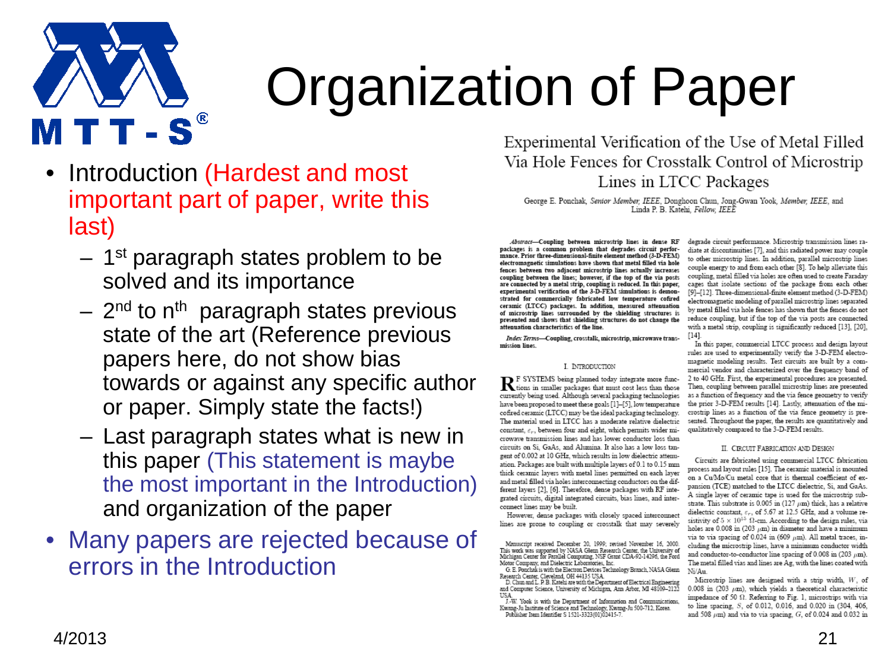# Organization of Paper

- Introduction (Hardest and most important part of paper, write this last)
  - 1st paragraph states problem to be solved and its importance
  - 2nd to nth paragraph states previous state of the art (Reference previous papers here, do not show bias towards or against any specific author or paper. Simply state the facts!)
  - Last paragraph states what is new in this paper (This statement is maybe the most important in the Introduction) and organization of the paper
- Many papers are rejected because of errors in the Introduction

Experimental Verification of the Use of Metal Filled Via Hole Fences for Crosstalk Control of Microstrip Lines in LTCC Packages

George E. Ponchak, *Senior Member, IEEE*, Donghoon Chun, Jong-Gwan Yook, *Member, IEEE*, and Linda P. B. Katehi, *Fellow, IEEE*

***Abstract*—Coupling between microstrip lines in dense RF packages is a common problem that degrades circuit performance. Prior three-dimensional-finite element method (3-D-FEM) electromagnetic simulations have shown that metal filled via hole fences between two adjacent microstrip lines actually increases coupling between the lines; however, if the top of the via posts are connected by a metal strip, coupling is reduced. In this paper, experimental verification of the 3-D-FEM simulations is demonstrated for commercially fabricated low temperature cofired ceramic (LTCC) packages. In addition, measured attenuation of microstrip lines surrounded by the shielding structures is presented and shows that shielding structures do not change the attenuation characteristics of the line.**

***Index Terms*—Coupling, crosstalk, microstrip, microwave transmission lines.**

I. Introduction

RF SYSTEMS being planned today integrate more functions in smaller packages that must cost less than those currently being used. Although several packaging technologies have been proposed to meet these goals [1]–[5], low temperature cofired ceramic (LTCC) may be the ideal packaging technology. The material used in LTCC has a moderate relative dielectric constant, $\varepsilon_r$, between four and eight, which permits wider microwave transmission lines and has lower conductor loss than circuits on Si, GaAs, and Alumina. It also has a low loss tangent of 0.002 at 10 GHz, which results in low dielectric attenuation. Packages are built with multiple layers of 0.1 to 0.15 mm thick ceramic layers with metal lines permitted on each layer and metal filled via holes interconnecting conductors on the different layers [2], [6]. Therefore, dense packages with RF integrated circuits, digital integrated circuits, bias lines, and interconnect lines may be built.

However, dense packages with closely spaced interconnect lines are prone to coupling or crosstalk that may severely degrade circuit performance. Microstrip transmission lines radiate at discontinuities [7], and this radiated power may couple to other microstrip lines. In addition, parallel microstrip lines couple energy to and from each other [8]. To help alleviate this coupling, metal filled via holes are often used to create Faraday cages that isolate sections of the package from each other [9]–[12]. Three-dimensional-finite element method (3-D-FEM) electromagnetic modeling of parallel microstrip lines separated by metal filled via hole fences has shown that the fences do not reduce coupling, but if the top of the via posts are connected with a metal strip, coupling is significantly reduced [13], [20], [14].

In this paper, commercial LTCC process and design layout rules are used to experimentally verify the 3-D-FEM electromagnetic modeling results. Test circuits are built by a commercial vendor and characterized over the frequency band of 2 to 40 GHz. First, the experimental procedures are presented. Then, coupling between parallel microstrip lines are presented as a function of frequency and the via fence geometry to verify the prior 3-D-FEM results [14]. Lastly, attenuation of the microstrip lines as a function of the via fence geometry is presented. Throughout the paper, the results are quantitatively and qualitatively compared to the 3-D-FEM results.

II. Circuit Fabrication and Design

Circuits are fabricated using commercial LTCC fabrication process and layout rules [15]. The ceramic material is mounted on a Cu/Mo/Cu metal core that is thermal coefficient of expansion (TCE) matched to the LTCC dielectric, Si, and GaAs. A single layer of ceramic tape is used for the microstrip substrate. This substrate is 0.005 in (127 $\mu$m) thick, has a relative dielectric constant, $\varepsilon_r$, of 5.67 at 12.5 GHz, and a volume resistivity of $5 \times 10^{13}$ $\Omega$-cm. According to the design rules, via holes are 0.008 in (203 $\mu$m) in diameter and have a minimum via to via spacing of 0.024 in (609 $\mu$m). All metal traces, including the microstrip lines, have a minimum conductor width and conductor-to-conductor line spacing of 0.008 in (203 $\mu$m). The metal filled vias and lines are Ag, with the lines coated with Ni/Au.

Microstrip lines are designed with a strip width, $W$, of 0.008 in (203 $\mu$m), which yields a theoretical characteristic impedance of 50 $\Omega$. Referring to Fig. 1, microstrips with via to line spacing, $S$, of 0.012, 0.016, and 0.020 in (304, 406, and 508 $\mu$m) and via to via spacing, $G$, of 0.024 and 0.032 in

Manuscript received December 20, 1999; revised November 16, 2000. This work was supported by NASA Glenn Research Center, the University of Michigan Center for Parallel Computing, NSF Grant CDA-92-14296, the Ford Motor Company, and Dielectric Laboratories, Inc.

G. E. Ponchak is with the Electron Devices Technology Branch, NASA Glenn Research Center, Cleveland, OH 44135 USA.

D. Chun and L. P. B. Katehi are with the Department of Electrical Engineering and Computer Science, University of Michigan, Ann Arbor, MI 48109–2122 USA.

J.-W. Yook is with the Department of Information and Communications, Kwang-Ju Institute of Science and Technology, Kwang-Ju 500-712, Korea.

Publisher Item Identifier S 1521-3323(01)02415-7.

4/2013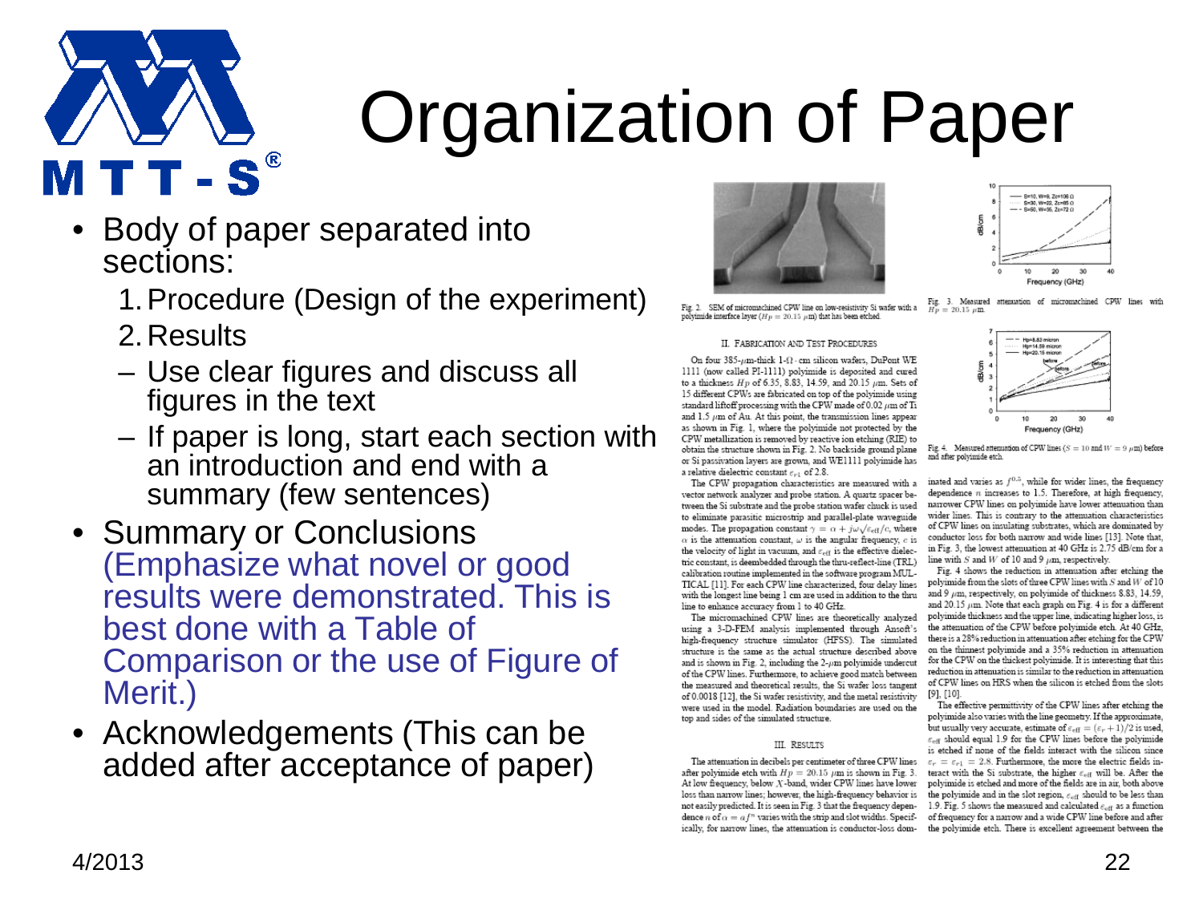# Organization of Paper

- Body of paper separated into sections:
  1. Procedure (Design of the experiment)
  2. Results
  - Use clear figures and discuss all figures in the text
  - If paper is long, start each section with an introduction and end with a summary (few sentences)
- Summary or Conclusions (Emphasize what novel or good results were demonstrated. This is best done with a Table of Comparison or the use of Figure of Merit.)
- Acknowledgements (This can be added after acceptance of paper)

4/2013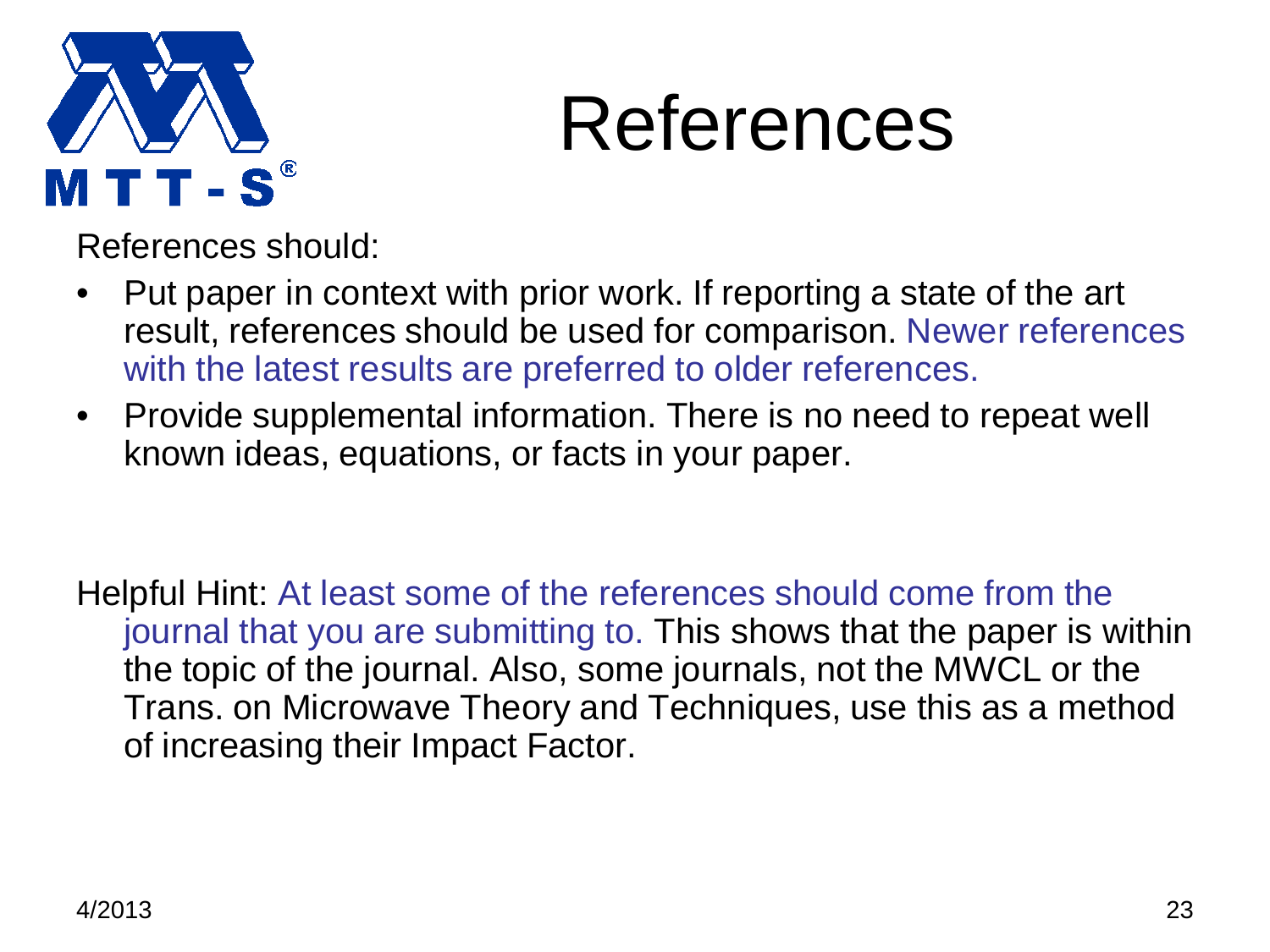# References

References should:

- Put paper in context with prior work. If reporting a state of the art result, references should be used for comparison. Newer references with the latest results are preferred to older references.
- Provide supplemental information. There is no need to repeat well known ideas, equations, or facts in your paper.

Helpful Hint: At least some of the references should come from the journal that you are submitting to. This shows that the paper is within the topic of the journal. Also, some journals, not the MWCL or the Trans. on Microwave Theory and Techniques, use this as a method of increasing their Impact Factor.

4/2013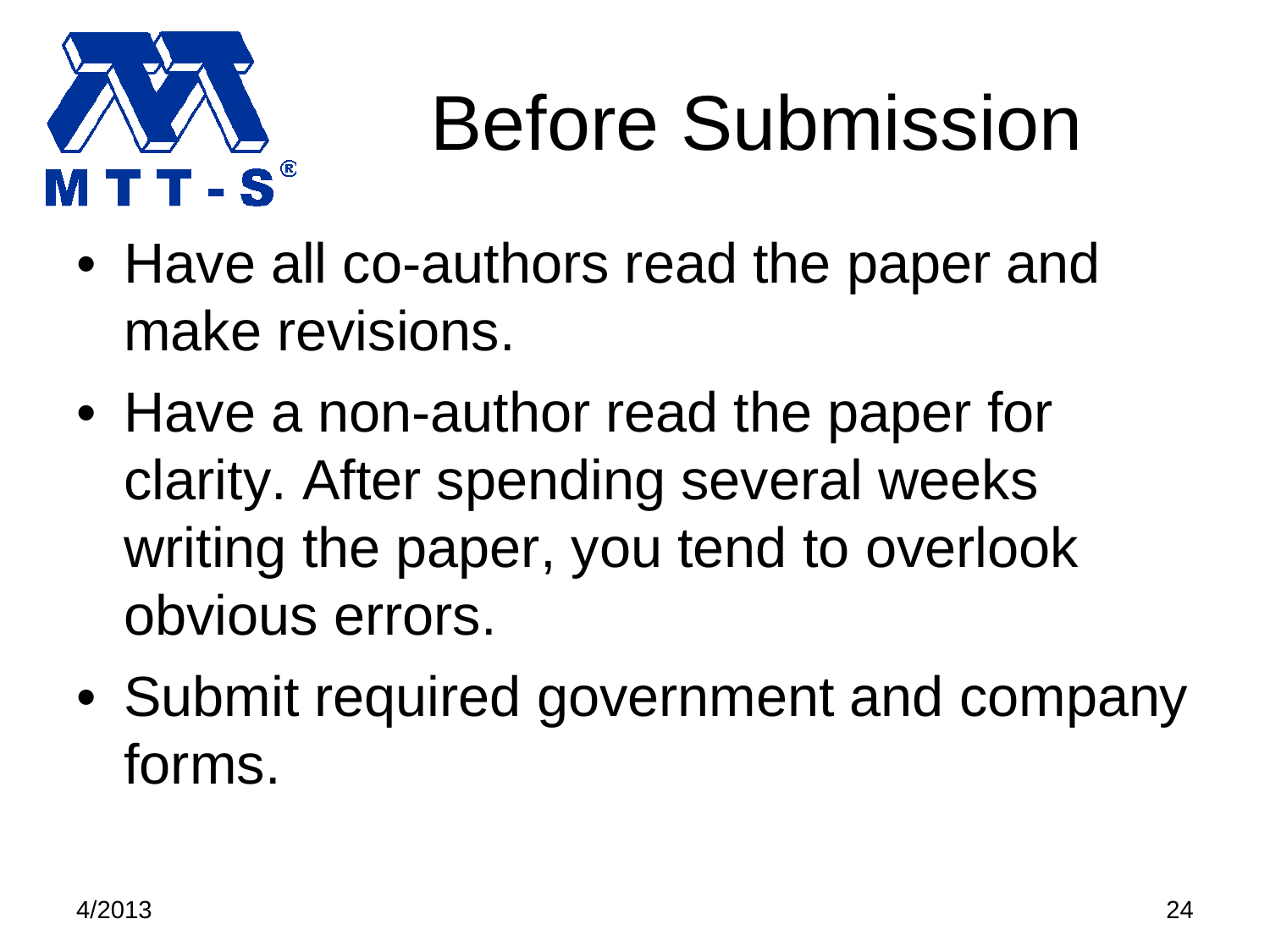# Before Submission

- Have all co-authors read the paper and make revisions.
- Have a non-author read the paper for clarity. After spending several weeks writing the paper, you tend to overlook obvious errors.
- Submit required government and company forms.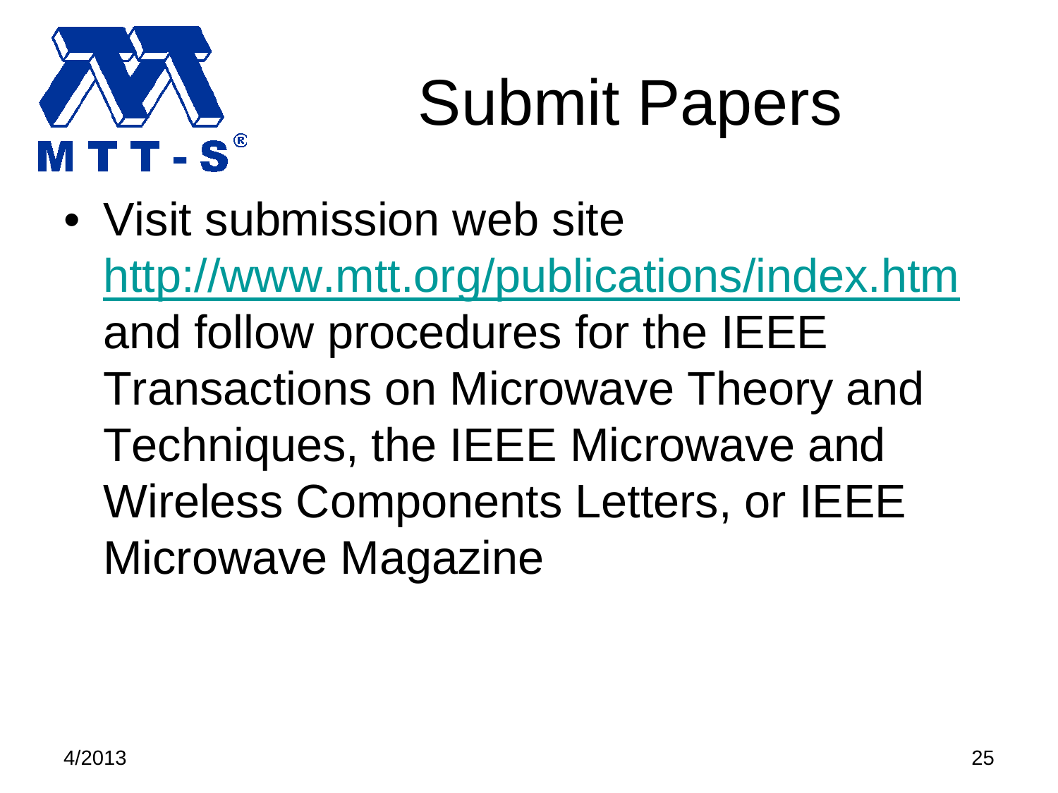# Submit Papers

- Visit submission web site http://www.mtt.org/publications/index.htm and follow procedures for the IEEE Transactions on Microwave Theory and Techniques, the IEEE Microwave and Wireless Components Letters, or IEEE Microwave Magazine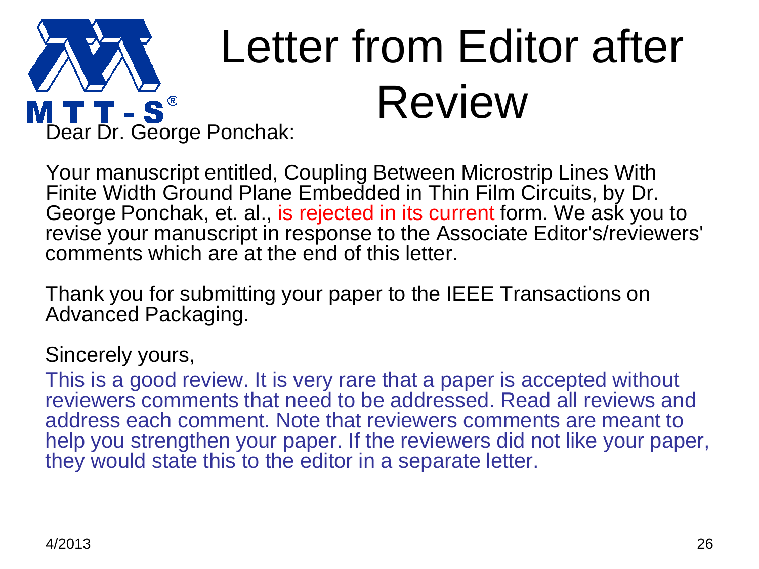# Letter from Editor after Review

Dear Dr. George Ponchak:

Your manuscript entitled, Coupling Between Microstrip Lines With Finite Width Ground Plane Embedded in Thin Film Circuits, by Dr. George Ponchak, et. al., is rejected in its current form. We ask you to revise your manuscript in response to the Associate Editor's/reviewers' comments which are at the end of this letter.

Thank you for submitting your paper to the IEEE Transactions on Advanced Packaging.

Sincerely yours,

This is a good review. It is very rare that a paper is accepted without reviewers comments that need to be addressed. Read all reviews and address each comment. Note that reviewers comments are meant to help you strengthen your paper. If the reviewers did not like your paper, they would state this to the editor in a separate letter.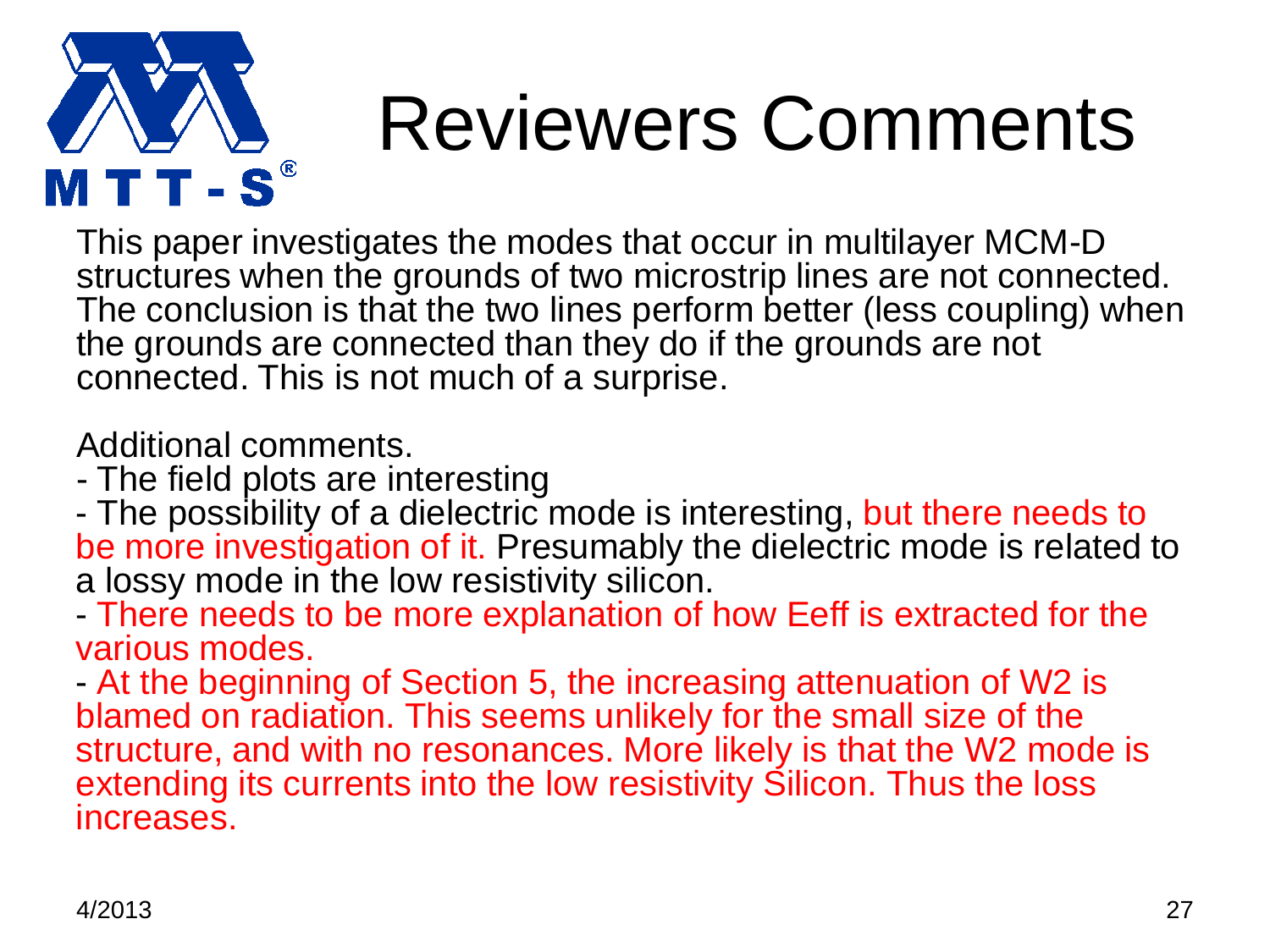# Reviewers Comments

This paper investigates the modes that occur in multilayer MCM-D structures when the grounds of two microstrip lines are not connected. The conclusion is that the two lines perform better (less coupling) when the grounds are connected than they do if the grounds are not connected. This is not much of a surprise.

Additional comments.

- The field plots are interesting
- The possibility of a dielectric mode is interesting, but there needs to be more investigation of it. Presumably the dielectric mode is related to a lossy mode in the low resistivity silicon.
- There needs to be more explanation of how Eeff is extracted for the various modes.
- At the beginning of Section 5, the increasing attenuation of W2 is blamed on radiation. This seems unlikely for the small size of the structure, and with no resonances. More likely is that the W2 mode is extending its currents into the low resistivity Silicon. Thus the loss increases.

4/2013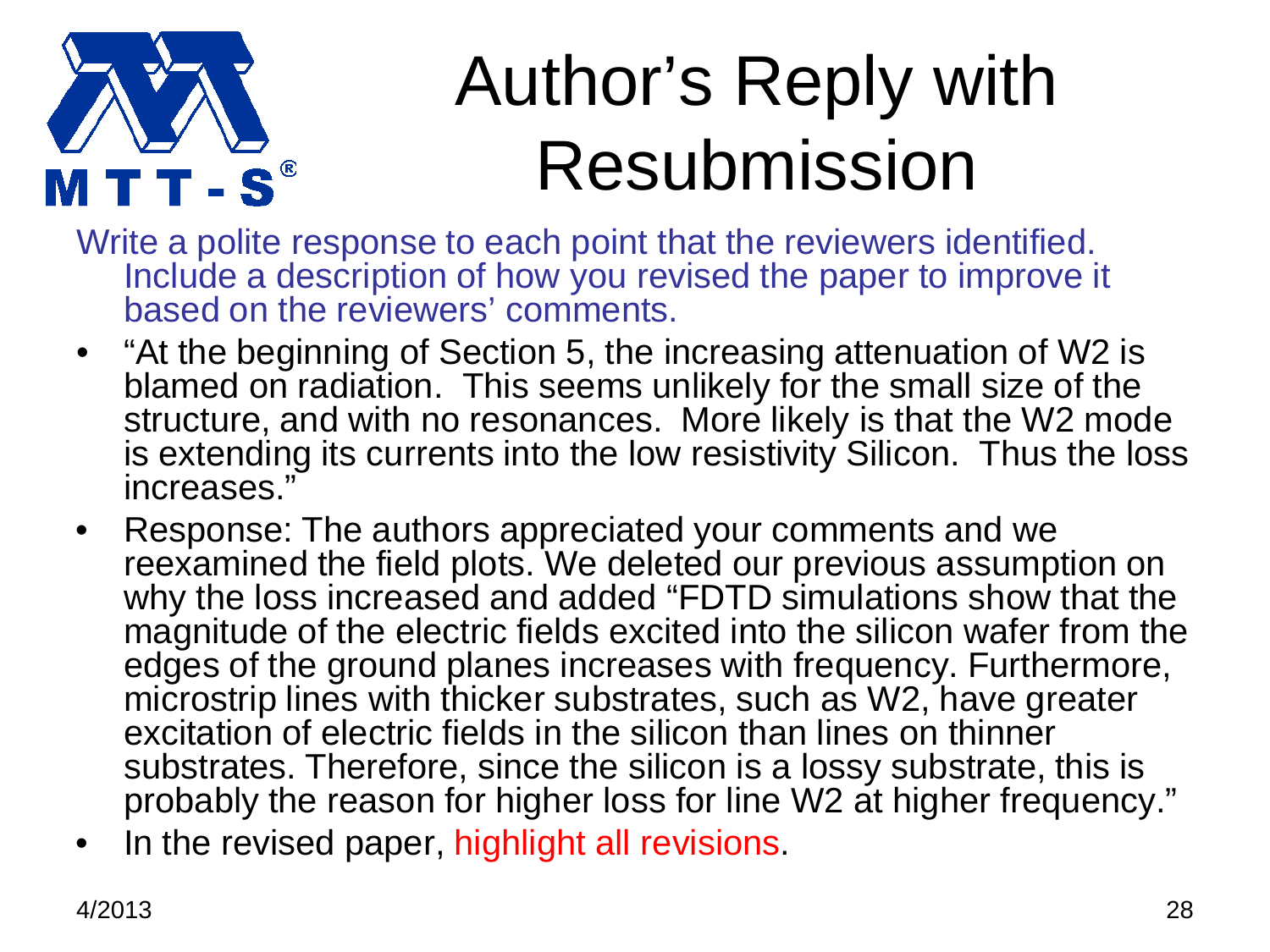# Author's Reply with Resubmission

Write a polite response to each point that the reviewers identified. Include a description of how you revised the paper to improve it based on the reviewers' comments.

- "At the beginning of Section 5, the increasing attenuation of W2 is blamed on radiation. This seems unlikely for the small size of the structure, and with no resonances. More likely is that the W2 mode is extending its currents into the low resistivity Silicon. Thus the loss increases."
- Response: The authors appreciated your comments and we reexamined the field plots. We deleted our previous assumption on why the loss increased and added "FDTD simulations show that the magnitude of the electric fields excited into the silicon wafer from the edges of the ground planes increases with frequency. Furthermore, microstrip lines with thicker substrates, such as W2, have greater excitation of electric fields in the silicon than lines on thinner substrates. Therefore, since the silicon is a lossy substrate, this is probably the reason for higher loss for line W2 at higher frequency."
- In the revised paper, highlight all revisions.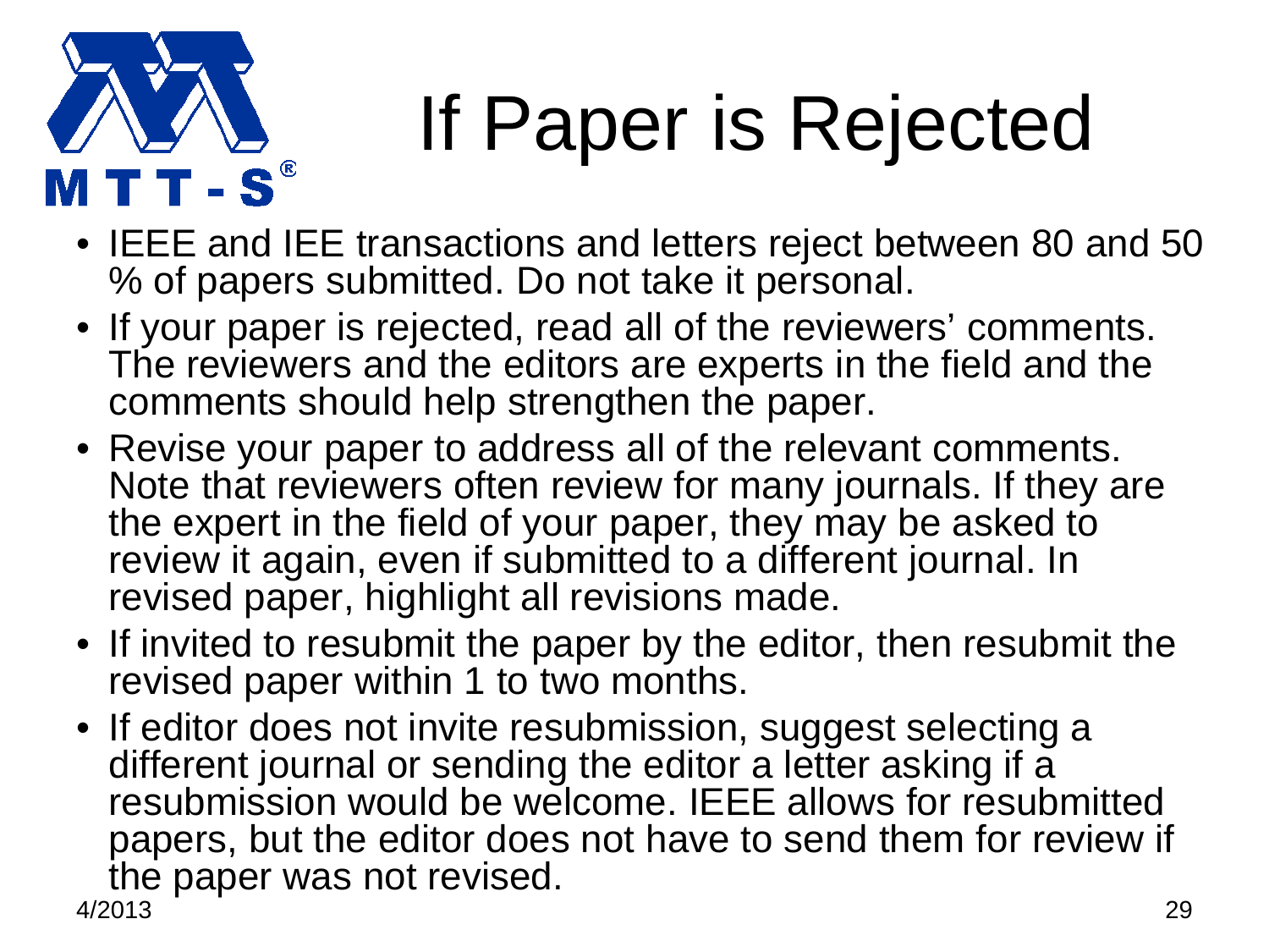# If Paper is Rejected

- IEEE and IEE transactions and letters reject between 80 and 50 % of papers submitted. Do not take it personal.
- If your paper is rejected, read all of the reviewers' comments. The reviewers and the editors are experts in the field and the comments should help strengthen the paper.
- Revise your paper to address all of the relevant comments. Note that reviewers often review for many journals. If they are the expert in the field of your paper, they may be asked to review it again, even if submitted to a different journal. In revised paper, highlight all revisions made.
- If invited to resubmit the paper by the editor, then resubmit the revised paper within 1 to two months.
- If editor does not invite resubmission, suggest selecting a different journal or sending the editor a letter asking if a resubmission would be welcome. IEEE allows for resubmitted papers, but the editor does not have to send them for review if the paper was not revised.

4/2013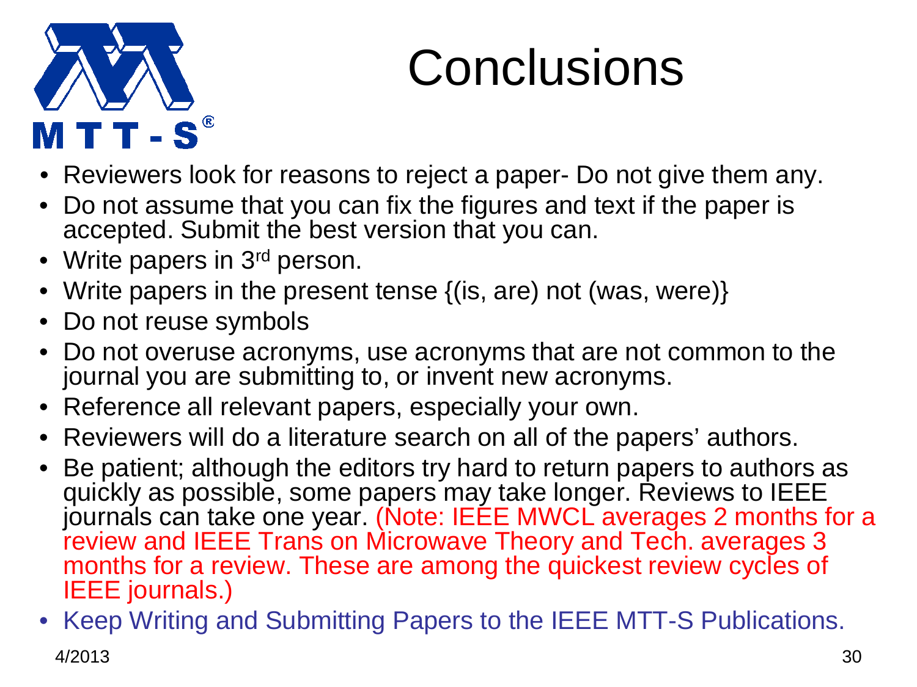# Conclusions

- Reviewers look for reasons to reject a paper- Do not give them any.
- Do not assume that you can fix the figures and text if the paper is accepted. Submit the best version that you can.
- Write papers in 3rd person.
- Write papers in the present tense {(is, are) not (was, were)}
- Do not reuse symbols
- Do not overuse acronyms, use acronyms that are not common to the journal you are submitting to, or invent new acronyms.
- Reference all relevant papers, especially your own.
- Reviewers will do a literature search on all of the papers' authors.
- Be patient; although the editors try hard to return papers to authors as quickly as possible, some papers may take longer. Reviews to IEEE journals can take one year. (Note: IEEE MWCL averages 2 months for a review and IEEE Trans on Microwave Theory and Tech. averages 3 months for a review. These are among the quickest review cycles of IEEE journals.)
- Keep Writing and Submitting Papers to the IEEE MTT-S Publications.

4/2013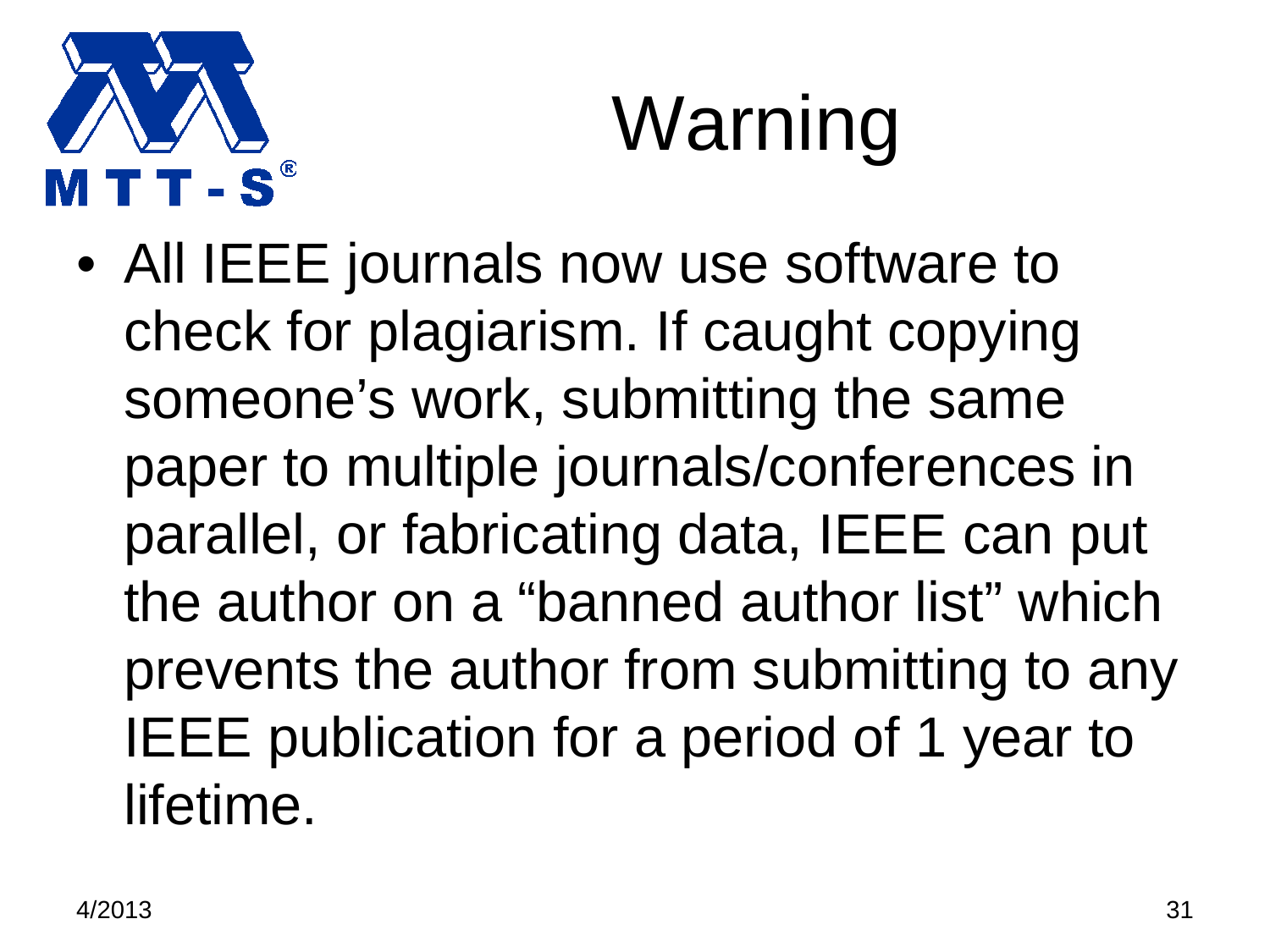# Warning

- All IEEE journals now use software to check for plagiarism. If caught copying someone’s work, submitting the same paper to multiple journals/conferences in parallel, or fabricating data, IEEE can put the author on a “banned author list” which prevents the author from submitting to any IEEE publication for a period of 1 year to lifetime.